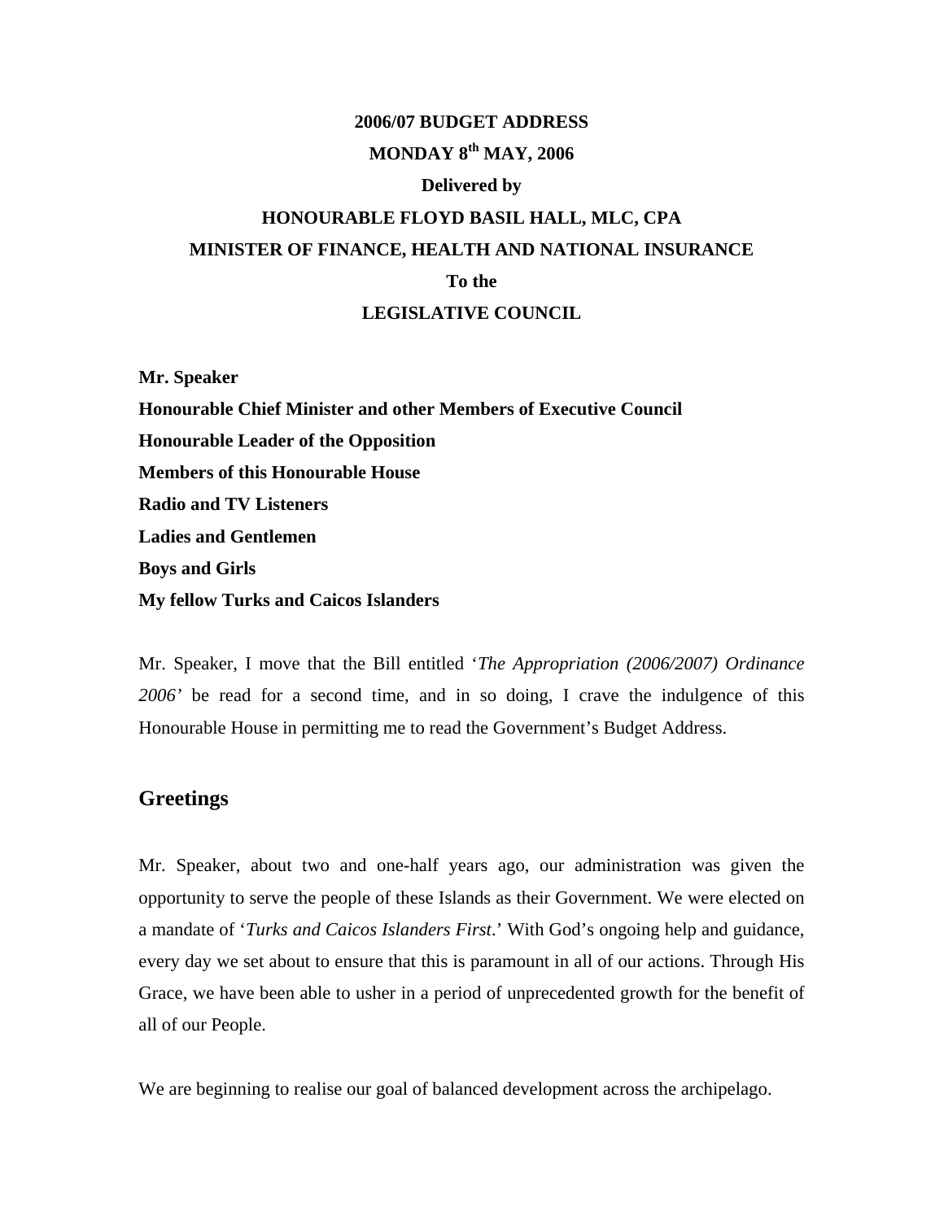**2006/07 BUDGET ADDRESS**

**MONDAY 8th MAY, 2006**

**Delivered by**

**HONOURABLE FLOYD BASIL HALL, MLC, CPA**

**MINISTER OF FINANCE, HEALTH AND NATIONAL INSURANCE**

**To the**

**LEGISLATIVE COUNCIL**

**Mr. Speaker**
**Honourable Chief Minister and other Members of Executive Council**
**Honourable Leader of the Opposition**
**Members of this Honourable House**
**Radio and TV Listeners**
**Ladies and Gentlemen**
**Boys and Girls**
**My fellow Turks and Caicos Islanders**

Mr. Speaker, I move that the Bill entitled '*The Appropriation (2006/2007) Ordinance 2006*' be read for a second time, and in so doing, I crave the indulgence of this Honourable House in permitting me to read the Government's Budget Address.

## Greetings

Mr. Speaker, about two and one-half years ago, our administration was given the opportunity to serve the people of these Islands as their Government. We were elected on a mandate of '*Turks and Caicos Islanders First*.' With God's ongoing help and guidance, every day we set about to ensure that this is paramount in all of our actions. Through His Grace, we have been able to usher in a period of unprecedented growth for the benefit of all of our People.

We are beginning to realise our goal of balanced development across the archipelago.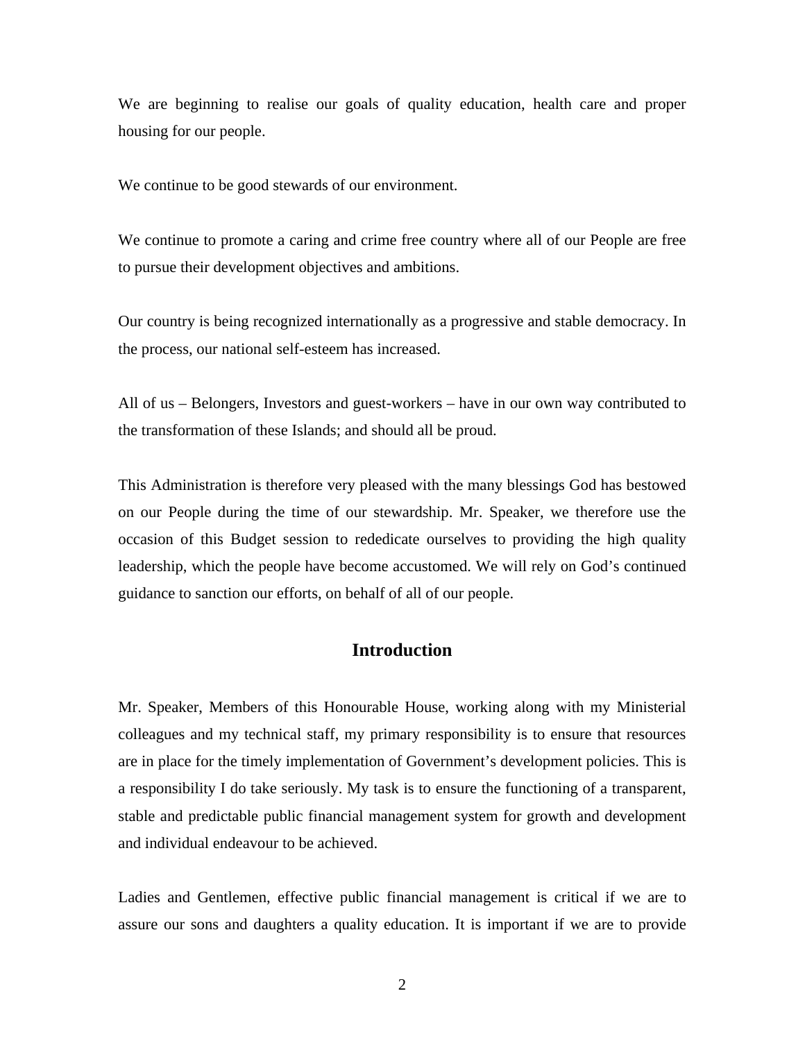We are beginning to realise our goals of quality education, health care and proper housing for our people.

We continue to be good stewards of our environment.

We continue to promote a caring and crime free country where all of our People are free to pursue their development objectives and ambitions.

Our country is being recognized internationally as a progressive and stable democracy. In the process, our national self-esteem has increased.

All of us – Belongers, Investors and guest-workers – have in our own way contributed to the transformation of these Islands; and should all be proud.

This Administration is therefore very pleased with the many blessings God has bestowed on our People during the time of our stewardship. Mr. Speaker, we therefore use the occasion of this Budget session to rededicate ourselves to providing the high quality leadership, which the people have become accustomed. We will rely on God's continued guidance to sanction our efforts, on behalf of all of our people.

## Introduction

Mr. Speaker, Members of this Honourable House, working along with my Ministerial colleagues and my technical staff, my primary responsibility is to ensure that resources are in place for the timely implementation of Government's development policies. This is a responsibility I do take seriously. My task is to ensure the functioning of a transparent, stable and predictable public financial management system for growth and development and individual endeavour to be achieved.

Ladies and Gentlemen, effective public financial management is critical if we are to assure our sons and daughters a quality education. It is important if we are to provide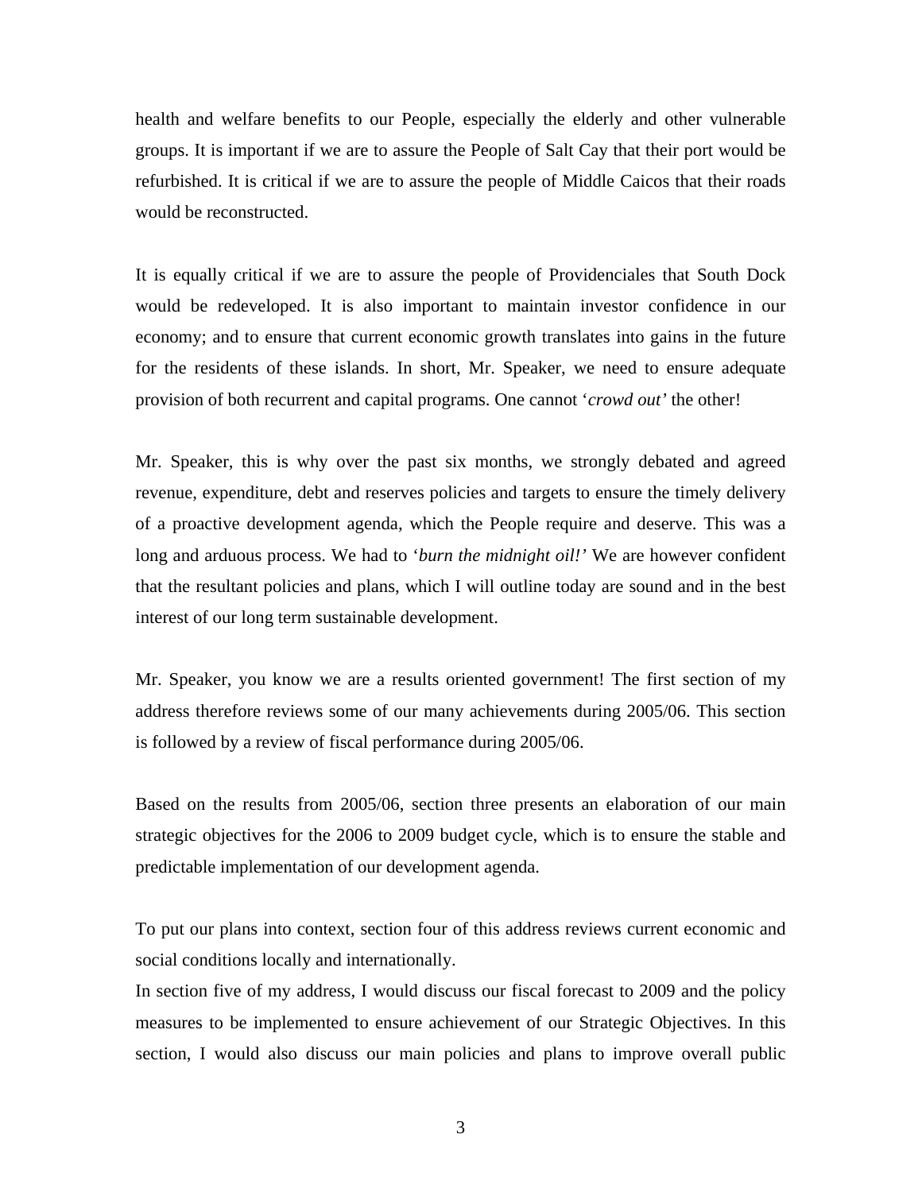health and welfare benefits to our People, especially the elderly and other vulnerable groups. It is important if we are to assure the People of Salt Cay that their port would be refurbished. It is critical if we are to assure the people of Middle Caicos that their roads would be reconstructed.

It is equally critical if we are to assure the people of Providenciales that South Dock would be redeveloped. It is also important to maintain investor confidence in our economy; and to ensure that current economic growth translates into gains in the future for the residents of these islands. In short, Mr. Speaker, we need to ensure adequate provision of both recurrent and capital programs. One cannot '*crowd out*' the other!

Mr. Speaker, this is why over the past six months, we strongly debated and agreed revenue, expenditure, debt and reserves policies and targets to ensure the timely delivery of a proactive development agenda, which the People require and deserve. This was a long and arduous process. We had to '*burn the midnight oil!*' We are however confident that the resultant policies and plans, which I will outline today are sound and in the best interest of our long term sustainable development.

Mr. Speaker, you know we are a results oriented government! The first section of my address therefore reviews some of our many achievements during 2005/06. This section is followed by a review of fiscal performance during 2005/06.

Based on the results from 2005/06, section three presents an elaboration of our main strategic objectives for the 2006 to 2009 budget cycle, which is to ensure the stable and predictable implementation of our development agenda.

To put our plans into context, section four of this address reviews current economic and social conditions locally and internationally.

In section five of my address, I would discuss our fiscal forecast to 2009 and the policy measures to be implemented to ensure achievement of our Strategic Objectives. In this section, I would also discuss our main policies and plans to improve overall public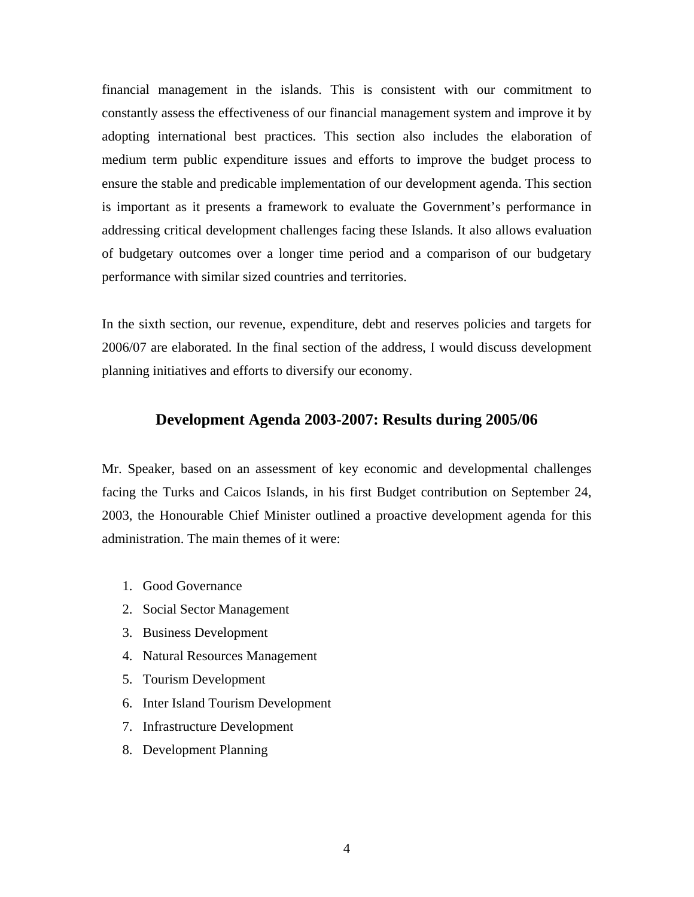financial management in the islands. This is consistent with our commitment to constantly assess the effectiveness of our financial management system and improve it by adopting international best practices. This section also includes the elaboration of medium term public expenditure issues and efforts to improve the budget process to ensure the stable and predicable implementation of our development agenda. This section is important as it presents a framework to evaluate the Government's performance in addressing critical development challenges facing these Islands. It also allows evaluation of budgetary outcomes over a longer time period and a comparison of our budgetary performance with similar sized countries and territories.

In the sixth section, our revenue, expenditure, debt and reserves policies and targets for 2006/07 are elaborated. In the final section of the address, I would discuss development planning initiatives and efforts to diversify our economy.

## Development Agenda 2003-2007: Results during 2005/06

Mr. Speaker, based on an assessment of key economic and developmental challenges facing the Turks and Caicos Islands, in his first Budget contribution on September 24, 2003, the Honourable Chief Minister outlined a proactive development agenda for this administration. The main themes of it were:

1. Good Governance
2. Social Sector Management
3. Business Development
4. Natural Resources Management
5. Tourism Development
6. Inter Island Tourism Development
7. Infrastructure Development
8. Development Planning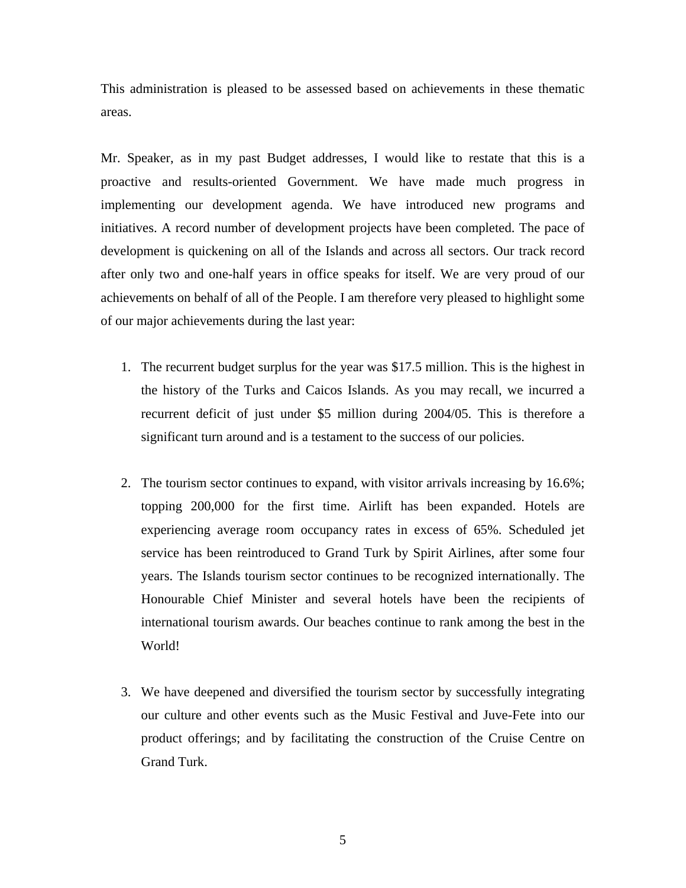This administration is pleased to be assessed based on achievements in these thematic areas.

Mr. Speaker, as in my past Budget addresses, I would like to restate that this is a proactive and results-oriented Government. We have made much progress in implementing our development agenda. We have introduced new programs and initiatives. A record number of development projects have been completed. The pace of development is quickening on all of the Islands and across all sectors. Our track record after only two and one-half years in office speaks for itself. We are very proud of our achievements on behalf of all of the People. I am therefore very pleased to highlight some of our major achievements during the last year:

1. The recurrent budget surplus for the year was $17.5 million. This is the highest in the history of the Turks and Caicos Islands. As you may recall, we incurred a recurrent deficit of just under $5 million during 2004/05. This is therefore a significant turn around and is a testament to the success of our policies.

2. The tourism sector continues to expand, with visitor arrivals increasing by 16.6%; topping 200,000 for the first time. Airlift has been expanded. Hotels are experiencing average room occupancy rates in excess of 65%. Scheduled jet service has been reintroduced to Grand Turk by Spirit Airlines, after some four years. The Islands tourism sector continues to be recognized internationally. The Honourable Chief Minister and several hotels have been the recipients of international tourism awards. Our beaches continue to rank among the best in the World!

3. We have deepened and diversified the tourism sector by successfully integrating our culture and other events such as the Music Festival and Juve-Fete into our product offerings; and by facilitating the construction of the Cruise Centre on Grand Turk.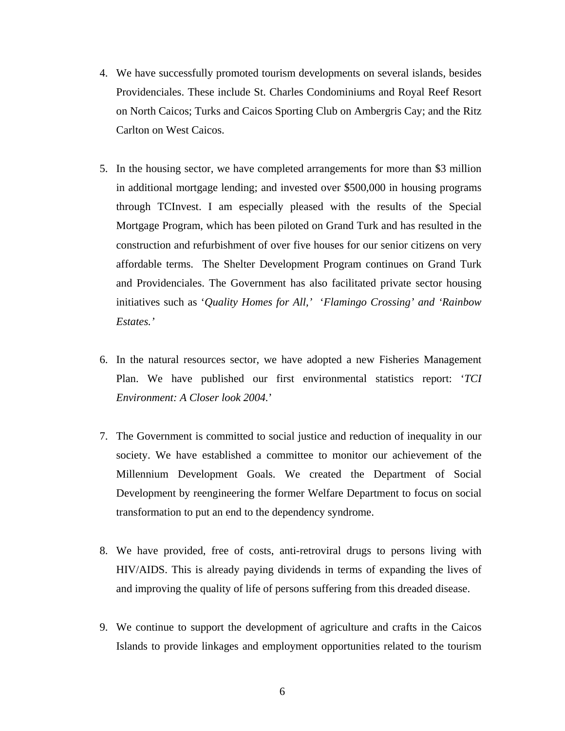4. We have successfully promoted tourism developments on several islands, besides Providenciales. These include St. Charles Condominiums and Royal Reef Resort on North Caicos; Turks and Caicos Sporting Club on Ambergris Cay; and the Ritz Carlton on West Caicos.

5. In the housing sector, we have completed arrangements for more than $3 million in additional mortgage lending; and invested over $500,000 in housing programs through TCInvest. I am especially pleased with the results of the Special Mortgage Program, which has been piloted on Grand Turk and has resulted in the construction and refurbishment of over five houses for our senior citizens on very affordable terms. The Shelter Development Program continues on Grand Turk and Providenciales. The Government has also facilitated private sector housing initiatives such as '*Quality Homes for All,' 'Flamingo Crossing' and 'Rainbow Estates.'*

6. In the natural resources sector, we have adopted a new Fisheries Management Plan. We have published our first environmental statistics report: '*TCI Environment: A Closer look 2004.*'

7. The Government is committed to social justice and reduction of inequality in our society. We have established a committee to monitor our achievement of the Millennium Development Goals. We created the Department of Social Development by reengineering the former Welfare Department to focus on social transformation to put an end to the dependency syndrome.

8. We have provided, free of costs, anti-retroviral drugs to persons living with HIV/AIDS. This is already paying dividends in terms of expanding the lives of and improving the quality of life of persons suffering from this dreaded disease.

9. We continue to support the development of agriculture and crafts in the Caicos Islands to provide linkages and employment opportunities related to the tourism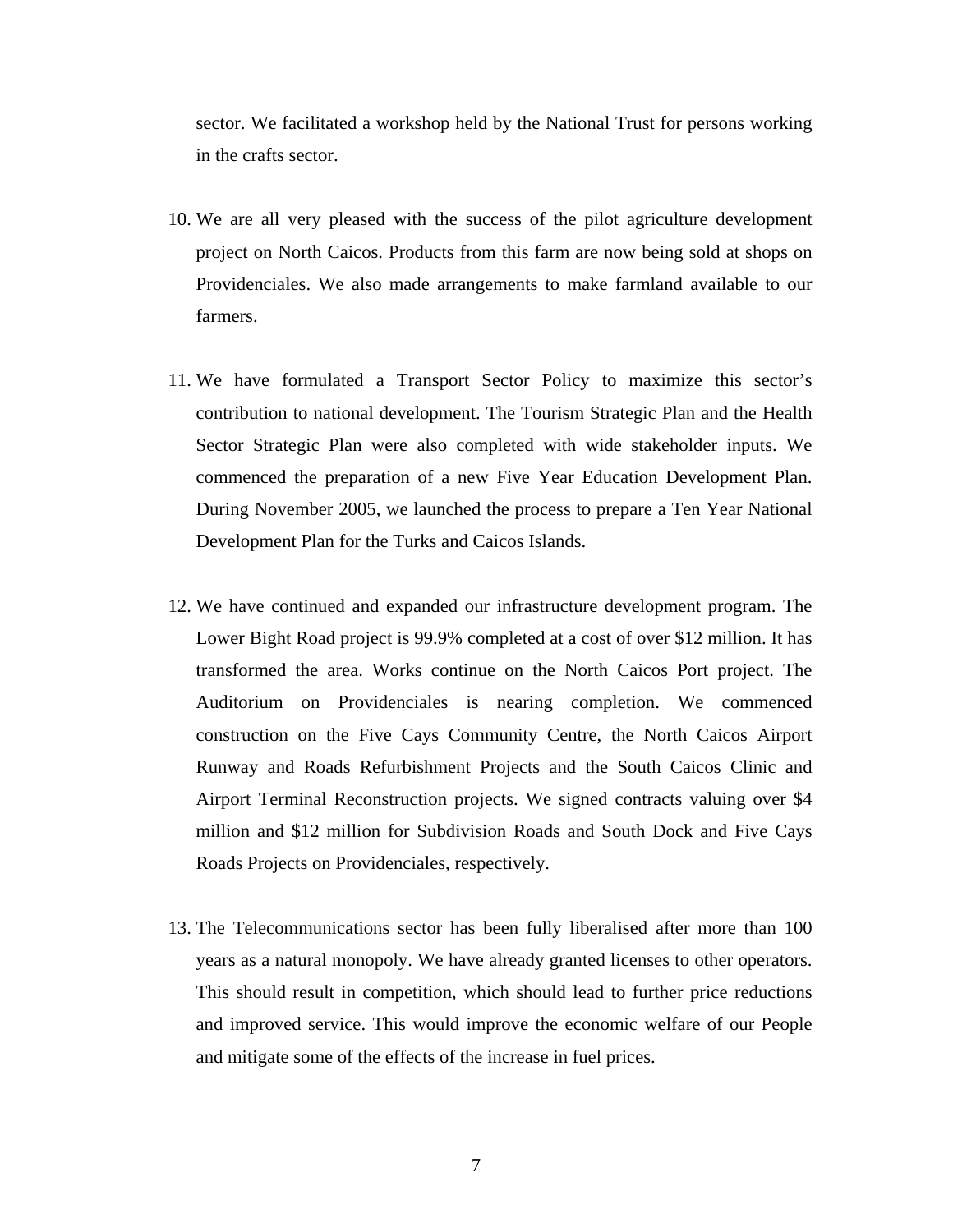sector. We facilitated a workshop held by the National Trust for persons working in the crafts sector.

10. We are all very pleased with the success of the pilot agriculture development project on North Caicos. Products from this farm are now being sold at shops on Providenciales. We also made arrangements to make farmland available to our farmers.

11. We have formulated a Transport Sector Policy to maximize this sector's contribution to national development. The Tourism Strategic Plan and the Health Sector Strategic Plan were also completed with wide stakeholder inputs. We commenced the preparation of a new Five Year Education Development Plan. During November 2005, we launched the process to prepare a Ten Year National Development Plan for the Turks and Caicos Islands.

12. We have continued and expanded our infrastructure development program. The Lower Bight Road project is 99.9% completed at a cost of over $12 million. It has transformed the area. Works continue on the North Caicos Port project. The Auditorium on Providenciales is nearing completion. We commenced construction on the Five Cays Community Centre, the North Caicos Airport Runway and Roads Refurbishment Projects and the South Caicos Clinic and Airport Terminal Reconstruction projects. We signed contracts valuing over $4 million and $12 million for Subdivision Roads and South Dock and Five Cays Roads Projects on Providenciales, respectively.

13. The Telecommunications sector has been fully liberalised after more than 100 years as a natural monopoly. We have already granted licenses to other operators. This should result in competition, which should lead to further price reductions and improved service. This would improve the economic welfare of our People and mitigate some of the effects of the increase in fuel prices.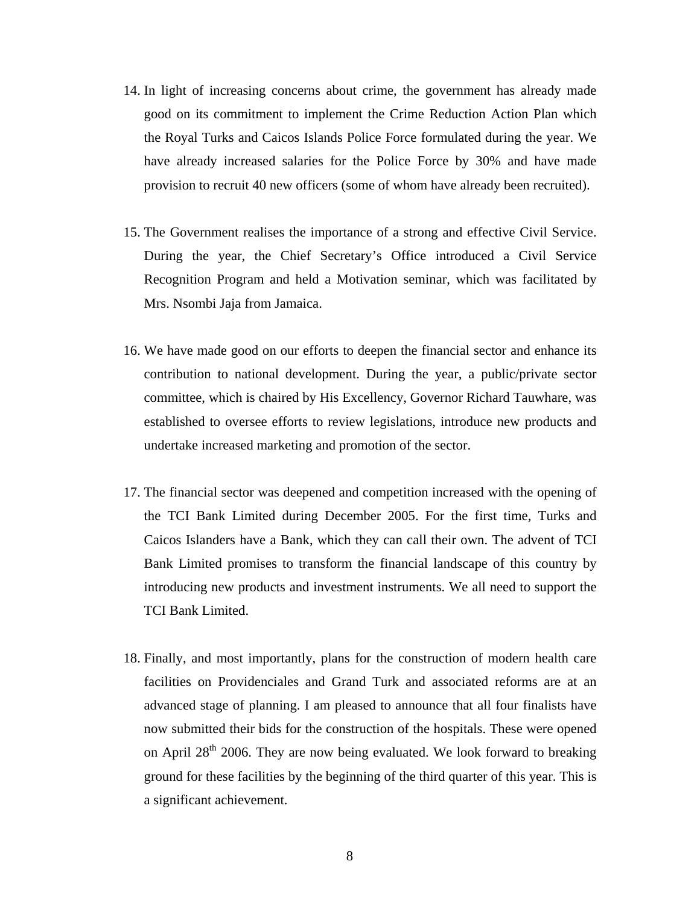14. In light of increasing concerns about crime, the government has already made good on its commitment to implement the Crime Reduction Action Plan which the Royal Turks and Caicos Islands Police Force formulated during the year. We have already increased salaries for the Police Force by 30% and have made provision to recruit 40 new officers (some of whom have already been recruited).

15. The Government realises the importance of a strong and effective Civil Service. During the year, the Chief Secretary's Office introduced a Civil Service Recognition Program and held a Motivation seminar, which was facilitated by Mrs. Nsombi Jaja from Jamaica.

16. We have made good on our efforts to deepen the financial sector and enhance its contribution to national development. During the year, a public/private sector committee, which is chaired by His Excellency, Governor Richard Tauwhare, was established to oversee efforts to review legislations, introduce new products and undertake increased marketing and promotion of the sector.

17. The financial sector was deepened and competition increased with the opening of the TCI Bank Limited during December 2005. For the first time, Turks and Caicos Islanders have a Bank, which they can call their own. The advent of TCI Bank Limited promises to transform the financial landscape of this country by introducing new products and investment instruments. We all need to support the TCI Bank Limited.

18. Finally, and most importantly, plans for the construction of modern health care facilities on Providenciales and Grand Turk and associated reforms are at an advanced stage of planning. I am pleased to announce that all four finalists have now submitted their bids for the construction of the hospitals. These were opened on April 28th 2006. They are now being evaluated. We look forward to breaking ground for these facilities by the beginning of the third quarter of this year. This is a significant achievement.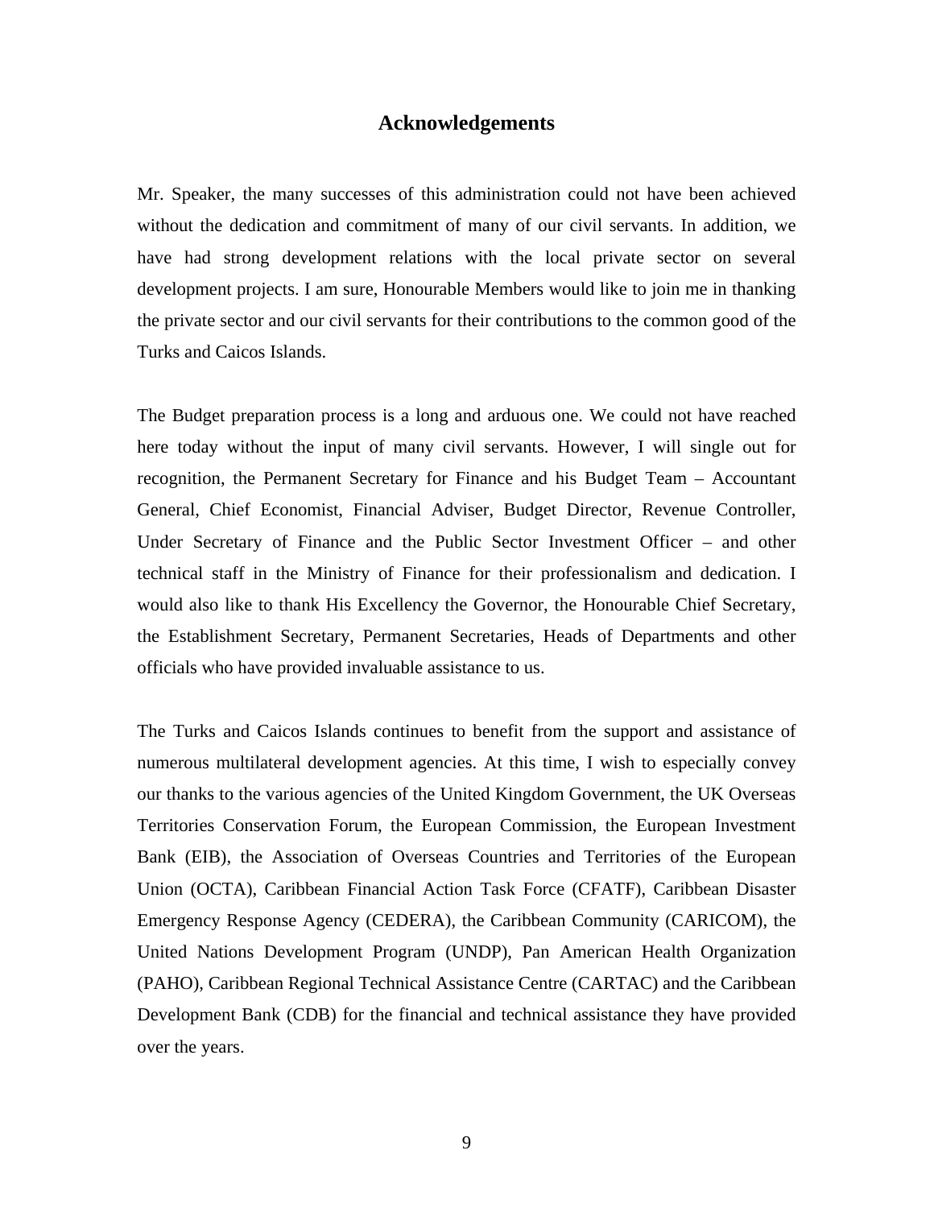## Acknowledgements

Mr. Speaker, the many successes of this administration could not have been achieved without the dedication and commitment of many of our civil servants. In addition, we have had strong development relations with the local private sector on several development projects. I am sure, Honourable Members would like to join me in thanking the private sector and our civil servants for their contributions to the common good of the Turks and Caicos Islands.

The Budget preparation process is a long and arduous one. We could not have reached here today without the input of many civil servants. However, I will single out for recognition, the Permanent Secretary for Finance and his Budget Team – Accountant General, Chief Economist, Financial Adviser, Budget Director, Revenue Controller, Under Secretary of Finance and the Public Sector Investment Officer – and other technical staff in the Ministry of Finance for their professionalism and dedication. I would also like to thank His Excellency the Governor, the Honourable Chief Secretary, the Establishment Secretary, Permanent Secretaries, Heads of Departments and other officials who have provided invaluable assistance to us.

The Turks and Caicos Islands continues to benefit from the support and assistance of numerous multilateral development agencies. At this time, I wish to especially convey our thanks to the various agencies of the United Kingdom Government, the UK Overseas Territories Conservation Forum, the European Commission, the European Investment Bank (EIB), the Association of Overseas Countries and Territories of the European Union (OCTA), Caribbean Financial Action Task Force (CFATF), Caribbean Disaster Emergency Response Agency (CEDERA), the Caribbean Community (CARICOM), the United Nations Development Program (UNDP), Pan American Health Organization (PAHO), Caribbean Regional Technical Assistance Centre (CARTAC) and the Caribbean Development Bank (CDB) for the financial and technical assistance they have provided over the years.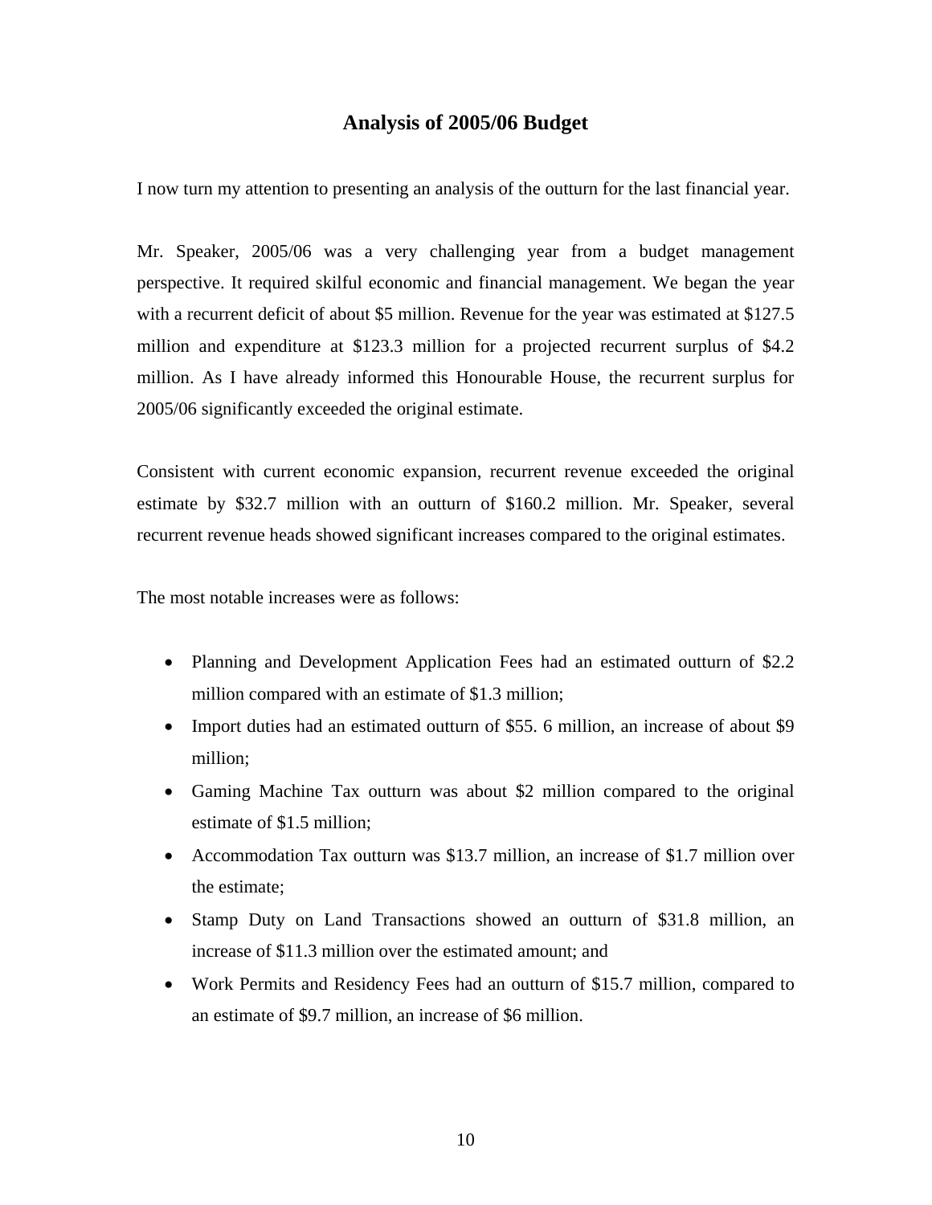## Analysis of 2005/06 Budget

I now turn my attention to presenting an analysis of the outturn for the last financial year.

Mr. Speaker, 2005/06 was a very challenging year from a budget management perspective. It required skilful economic and financial management. We began the year with a recurrent deficit of about $5 million. Revenue for the year was estimated at $127.5 million and expenditure at $123.3 million for a projected recurrent surplus of $4.2 million. As I have already informed this Honourable House, the recurrent surplus for 2005/06 significantly exceeded the original estimate.

Consistent with current economic expansion, recurrent revenue exceeded the original estimate by $32.7 million with an outturn of $160.2 million. Mr. Speaker, several recurrent revenue heads showed significant increases compared to the original estimates.

The most notable increases were as follows:

- Planning and Development Application Fees had an estimated outturn of $2.2 million compared with an estimate of $1.3 million;
- Import duties had an estimated outturn of $55. 6 million, an increase of about $9 million;
- Gaming Machine Tax outturn was about $2 million compared to the original estimate of $1.5 million;
- Accommodation Tax outturn was $13.7 million, an increase of $1.7 million over the estimate;
- Stamp Duty on Land Transactions showed an outturn of $31.8 million, an increase of $11.3 million over the estimated amount; and
- Work Permits and Residency Fees had an outturn of $15.7 million, compared to an estimate of $9.7 million, an increase of $6 million.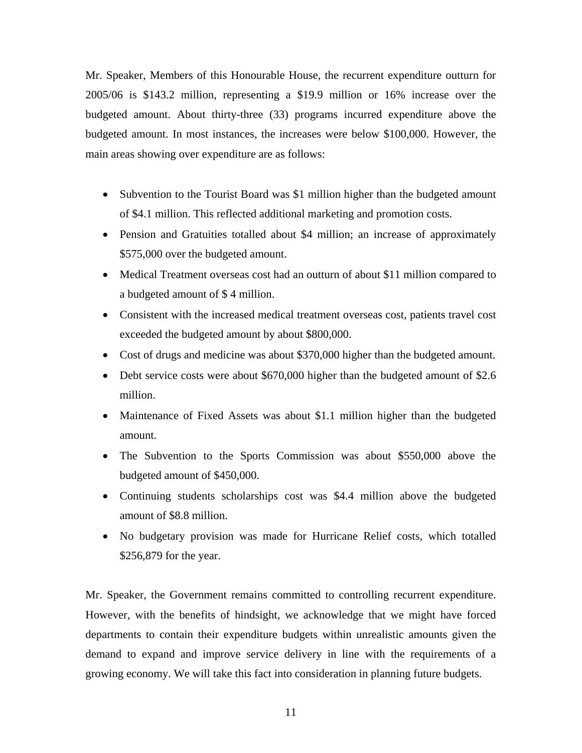Mr. Speaker, Members of this Honourable House, the recurrent expenditure outturn for 2005/06 is $143.2 million, representing a $19.9 million or 16% increase over the budgeted amount. About thirty-three (33) programs incurred expenditure above the budgeted amount. In most instances, the increases were below $100,000. However, the main areas showing over expenditure are as follows:

- Subvention to the Tourist Board was $1 million higher than the budgeted amount of $4.1 million. This reflected additional marketing and promotion costs.
- Pension and Gratuities totalled about $4 million; an increase of approximately $575,000 over the budgeted amount.
- Medical Treatment overseas cost had an outturn of about $11 million compared to a budgeted amount of $ 4 million.
- Consistent with the increased medical treatment overseas cost, patients travel cost exceeded the budgeted amount by about $800,000.
- Cost of drugs and medicine was about $370,000 higher than the budgeted amount.
- Debt service costs were about $670,000 higher than the budgeted amount of $2.6 million.
- Maintenance of Fixed Assets was about $1.1 million higher than the budgeted amount.
- The Subvention to the Sports Commission was about $550,000 above the budgeted amount of $450,000.
- Continuing students scholarships cost was $4.4 million above the budgeted amount of $8.8 million.
- No budgetary provision was made for Hurricane Relief costs, which totalled $256,879 for the year.

Mr. Speaker, the Government remains committed to controlling recurrent expenditure. However, with the benefits of hindsight, we acknowledge that we might have forced departments to contain their expenditure budgets within unrealistic amounts given the demand to expand and improve service delivery in line with the requirements of a growing economy. We will take this fact into consideration in planning future budgets.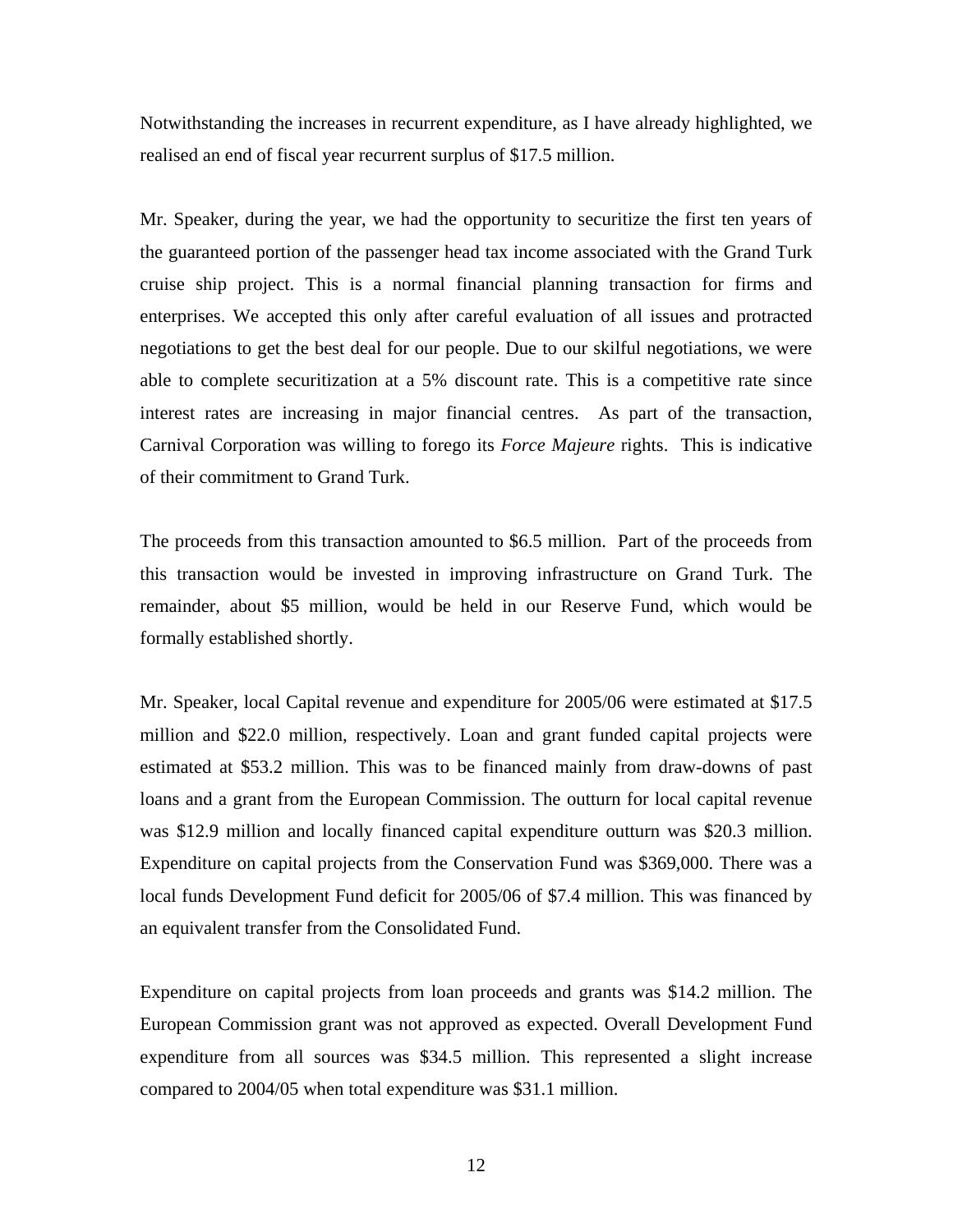Notwithstanding the increases in recurrent expenditure, as I have already highlighted, we realised an end of fiscal year recurrent surplus of $17.5 million.

Mr. Speaker, during the year, we had the opportunity to securitize the first ten years of the guaranteed portion of the passenger head tax income associated with the Grand Turk cruise ship project. This is a normal financial planning transaction for firms and enterprises. We accepted this only after careful evaluation of all issues and protracted negotiations to get the best deal for our people. Due to our skilful negotiations, we were able to complete securitization at a 5% discount rate. This is a competitive rate since interest rates are increasing in major financial centres. As part of the transaction, Carnival Corporation was willing to forego its *Force Majeure* rights. This is indicative of their commitment to Grand Turk.

The proceeds from this transaction amounted to $6.5 million. Part of the proceeds from this transaction would be invested in improving infrastructure on Grand Turk. The remainder, about $5 million, would be held in our Reserve Fund, which would be formally established shortly.

Mr. Speaker, local Capital revenue and expenditure for 2005/06 were estimated at $17.5 million and $22.0 million, respectively. Loan and grant funded capital projects were estimated at $53.2 million. This was to be financed mainly from draw-downs of past loans and a grant from the European Commission. The outturn for local capital revenue was $12.9 million and locally financed capital expenditure outturn was $20.3 million. Expenditure on capital projects from the Conservation Fund was $369,000. There was a local funds Development Fund deficit for 2005/06 of $7.4 million. This was financed by an equivalent transfer from the Consolidated Fund.

Expenditure on capital projects from loan proceeds and grants was $14.2 million. The European Commission grant was not approved as expected. Overall Development Fund expenditure from all sources was $34.5 million. This represented a slight increase compared to 2004/05 when total expenditure was $31.1 million.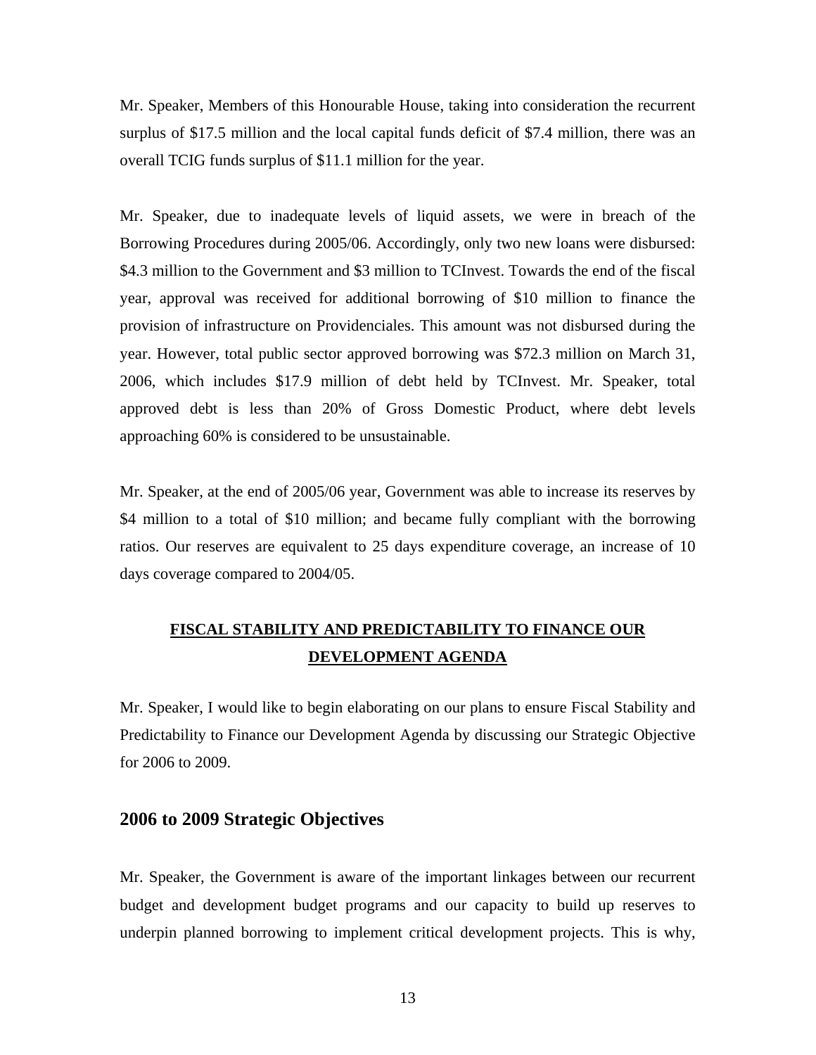Mr. Speaker, Members of this Honourable House, taking into consideration the recurrent surplus of $17.5 million and the local capital funds deficit of $7.4 million, there was an overall TCIG funds surplus of $11.1 million for the year.

Mr. Speaker, due to inadequate levels of liquid assets, we were in breach of the Borrowing Procedures during 2005/06. Accordingly, only two new loans were disbursed: $4.3 million to the Government and $3 million to TCInvest. Towards the end of the fiscal year, approval was received for additional borrowing of $10 million to finance the provision of infrastructure on Providenciales. This amount was not disbursed during the year. However, total public sector approved borrowing was $72.3 million on March 31, 2006, which includes $17.9 million of debt held by TCInvest. Mr. Speaker, total approved debt is less than 20% of Gross Domestic Product, where debt levels approaching 60% is considered to be unsustainable.

Mr. Speaker, at the end of 2005/06 year, Government was able to increase its reserves by $4 million to a total of $10 million; and became fully compliant with the borrowing ratios. Our reserves are equivalent to 25 days expenditure coverage, an increase of 10 days coverage compared to 2004/05.

## FISCAL STABILITY AND PREDICTABILITY TO FINANCE OUR DEVELOPMENT AGENDA

Mr. Speaker, I would like to begin elaborating on our plans to ensure Fiscal Stability and Predictability to Finance our Development Agenda by discussing our Strategic Objective for 2006 to 2009.

### 2006 to 2009 Strategic Objectives

Mr. Speaker, the Government is aware of the important linkages between our recurrent budget and development budget programs and our capacity to build up reserves to underpin planned borrowing to implement critical development projects. This is why,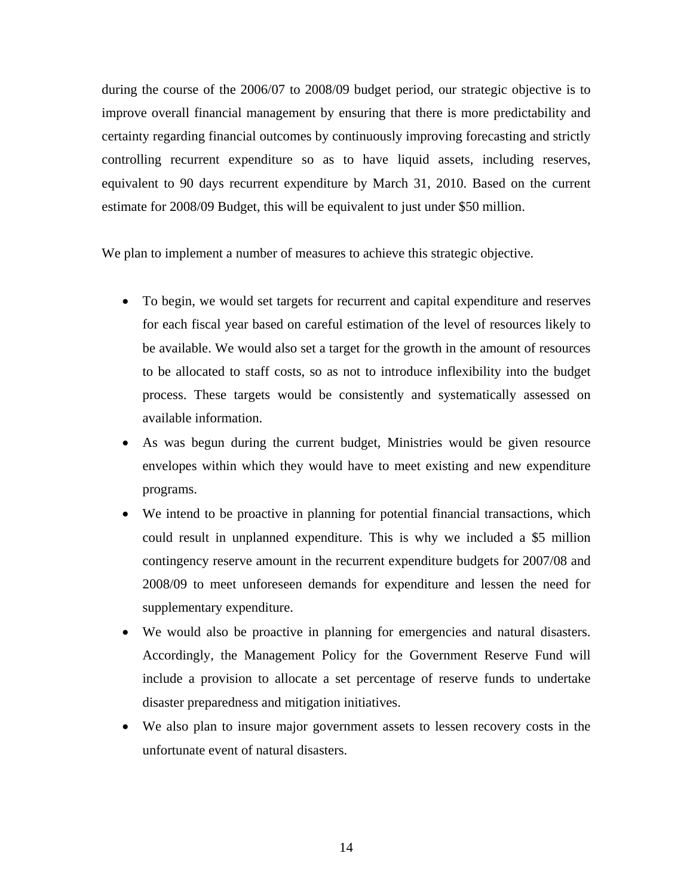during the course of the 2006/07 to 2008/09 budget period, our strategic objective is to improve overall financial management by ensuring that there is more predictability and certainty regarding financial outcomes by continuously improving forecasting and strictly controlling recurrent expenditure so as to have liquid assets, including reserves, equivalent to 90 days recurrent expenditure by March 31, 2010. Based on the current estimate for 2008/09 Budget, this will be equivalent to just under $50 million.

We plan to implement a number of measures to achieve this strategic objective.

- To begin, we would set targets for recurrent and capital expenditure and reserves for each fiscal year based on careful estimation of the level of resources likely to be available. We would also set a target for the growth in the amount of resources to be allocated to staff costs, so as not to introduce inflexibility into the budget process. These targets would be consistently and systematically assessed on available information.
- As was begun during the current budget, Ministries would be given resource envelopes within which they would have to meet existing and new expenditure programs.
- We intend to be proactive in planning for potential financial transactions, which could result in unplanned expenditure. This is why we included a $5 million contingency reserve amount in the recurrent expenditure budgets for 2007/08 and 2008/09 to meet unforeseen demands for expenditure and lessen the need for supplementary expenditure.
- We would also be proactive in planning for emergencies and natural disasters. Accordingly, the Management Policy for the Government Reserve Fund will include a provision to allocate a set percentage of reserve funds to undertake disaster preparedness and mitigation initiatives.
- We also plan to insure major government assets to lessen recovery costs in the unfortunate event of natural disasters.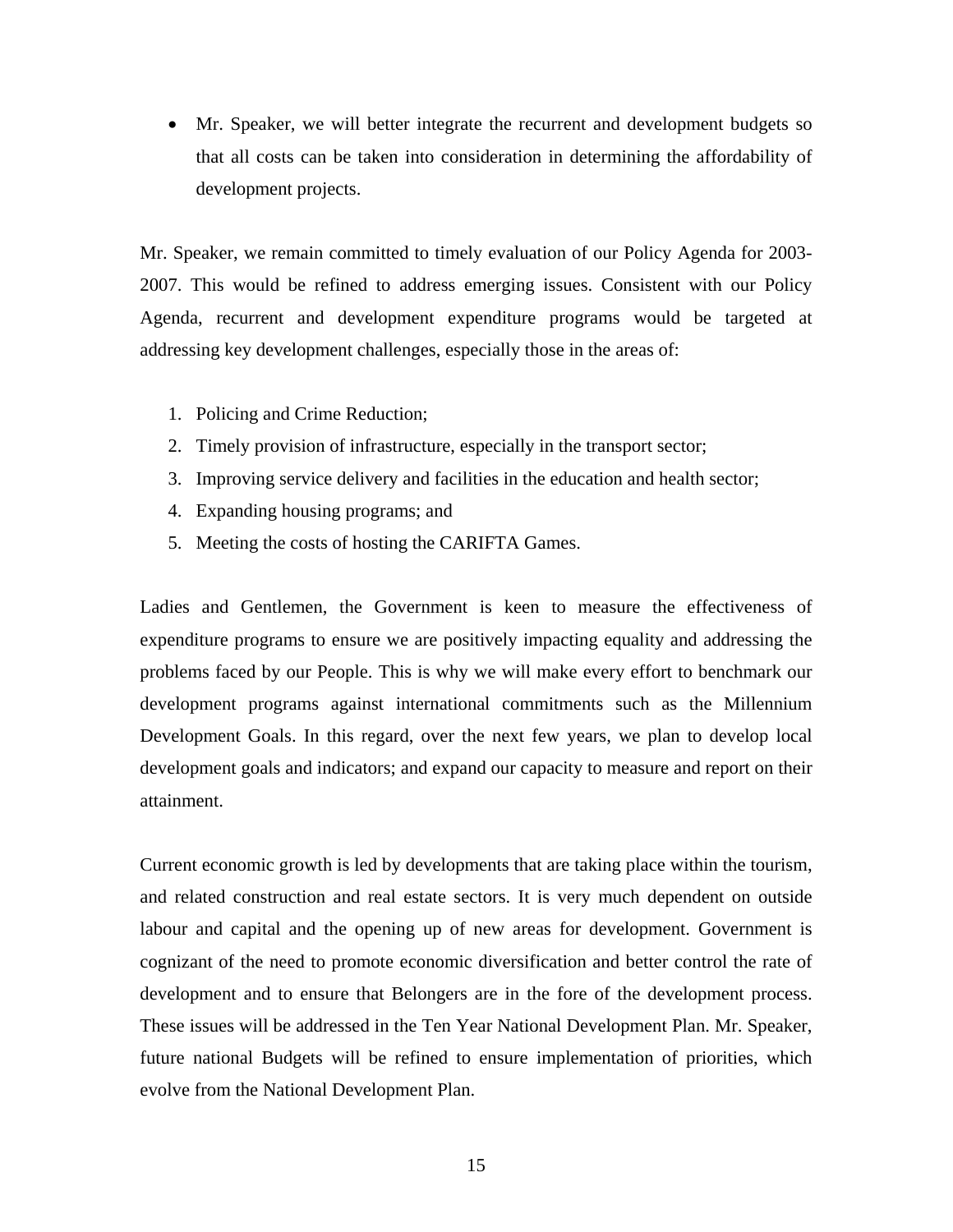- Mr. Speaker, we will better integrate the recurrent and development budgets so that all costs can be taken into consideration in determining the affordability of development projects.

Mr. Speaker, we remain committed to timely evaluation of our Policy Agenda for 2003-2007. This would be refined to address emerging issues. Consistent with our Policy Agenda, recurrent and development expenditure programs would be targeted at addressing key development challenges, especially those in the areas of:

1. Policing and Crime Reduction;
2. Timely provision of infrastructure, especially in the transport sector;
3. Improving service delivery and facilities in the education and health sector;
4. Expanding housing programs; and
5. Meeting the costs of hosting the CARIFTA Games.

Ladies and Gentlemen, the Government is keen to measure the effectiveness of expenditure programs to ensure we are positively impacting equality and addressing the problems faced by our People. This is why we will make every effort to benchmark our development programs against international commitments such as the Millennium Development Goals. In this regard, over the next few years, we plan to develop local development goals and indicators; and expand our capacity to measure and report on their attainment.

Current economic growth is led by developments that are taking place within the tourism, and related construction and real estate sectors. It is very much dependent on outside labour and capital and the opening up of new areas for development. Government is cognizant of the need to promote economic diversification and better control the rate of development and to ensure that Belongers are in the fore of the development process. These issues will be addressed in the Ten Year National Development Plan. Mr. Speaker, future national Budgets will be refined to ensure implementation of priorities, which evolve from the National Development Plan.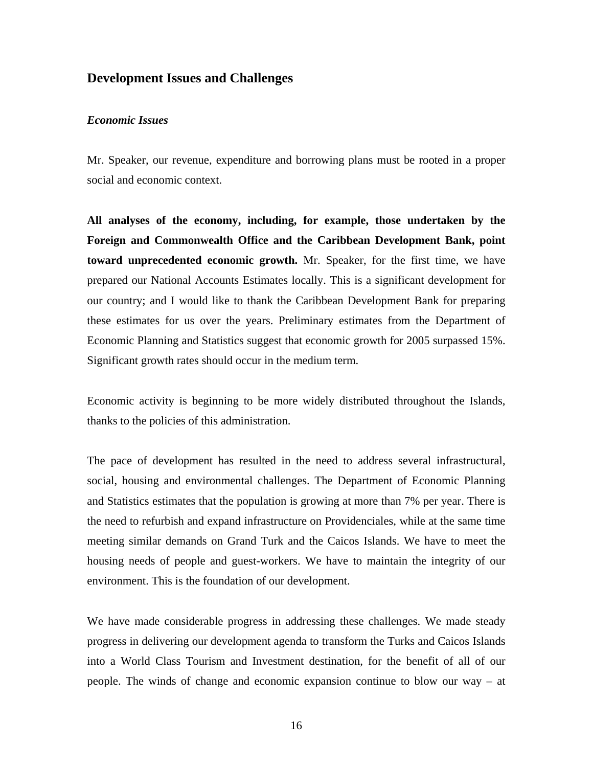## Development Issues and Challenges

### *Economic Issues*

Mr. Speaker, our revenue, expenditure and borrowing plans must be rooted in a proper social and economic context.

**All analyses of the economy, including, for example, those undertaken by the Foreign and Commonwealth Office and the Caribbean Development Bank, point toward unprecedented economic growth.** Mr. Speaker, for the first time, we have prepared our National Accounts Estimates locally. This is a significant development for our country; and I would like to thank the Caribbean Development Bank for preparing these estimates for us over the years. Preliminary estimates from the Department of Economic Planning and Statistics suggest that economic growth for 2005 surpassed 15%. Significant growth rates should occur in the medium term.

Economic activity is beginning to be more widely distributed throughout the Islands, thanks to the policies of this administration.

The pace of development has resulted in the need to address several infrastructural, social, housing and environmental challenges. The Department of Economic Planning and Statistics estimates that the population is growing at more than 7% per year. There is the need to refurbish and expand infrastructure on Providenciales, while at the same time meeting similar demands on Grand Turk and the Caicos Islands. We have to meet the housing needs of people and guest-workers. We have to maintain the integrity of our environment. This is the foundation of our development.

We have made considerable progress in addressing these challenges. We made steady progress in delivering our development agenda to transform the Turks and Caicos Islands into a World Class Tourism and Investment destination, for the benefit of all of our people. The winds of change and economic expansion continue to blow our way – at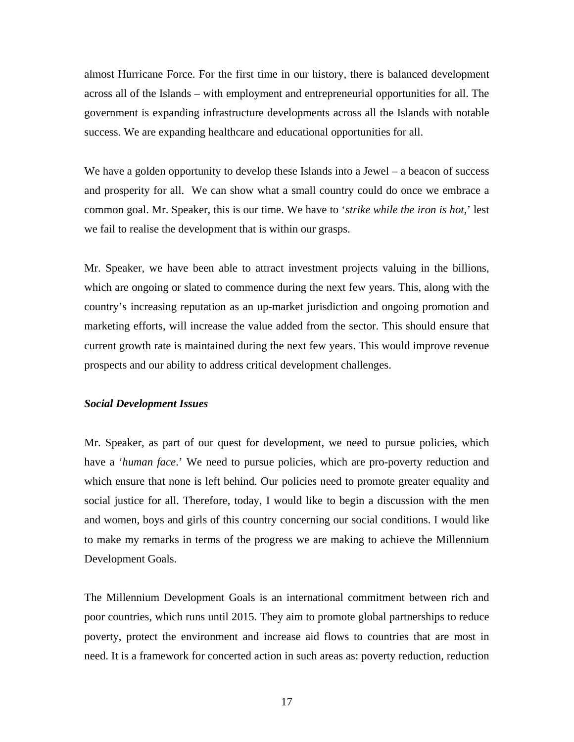almost Hurricane Force. For the first time in our history, there is balanced development across all of the Islands – with employment and entrepreneurial opportunities for all. The government is expanding infrastructure developments across all the Islands with notable success. We are expanding healthcare and educational opportunities for all.

We have a golden opportunity to develop these Islands into a Jewel – a beacon of success and prosperity for all. We can show what a small country could do once we embrace a common goal. Mr. Speaker, this is our time. We have to '*strike while the iron is hot*,' lest we fail to realise the development that is within our grasps.

Mr. Speaker, we have been able to attract investment projects valuing in the billions, which are ongoing or slated to commence during the next few years. This, along with the country's increasing reputation as an up-market jurisdiction and ongoing promotion and marketing efforts, will increase the value added from the sector. This should ensure that current growth rate is maintained during the next few years. This would improve revenue prospects and our ability to address critical development challenges.

***Social Development Issues***

Mr. Speaker, as part of our quest for development, we need to pursue policies, which have a '*human face*.' We need to pursue policies, which are pro-poverty reduction and which ensure that none is left behind. Our policies need to promote greater equality and social justice for all. Therefore, today, I would like to begin a discussion with the men and women, boys and girls of this country concerning our social conditions. I would like to make my remarks in terms of the progress we are making to achieve the Millennium Development Goals.

The Millennium Development Goals is an international commitment between rich and poor countries, which runs until 2015. They aim to promote global partnerships to reduce poverty, protect the environment and increase aid flows to countries that are most in need. It is a framework for concerted action in such areas as: poverty reduction, reduction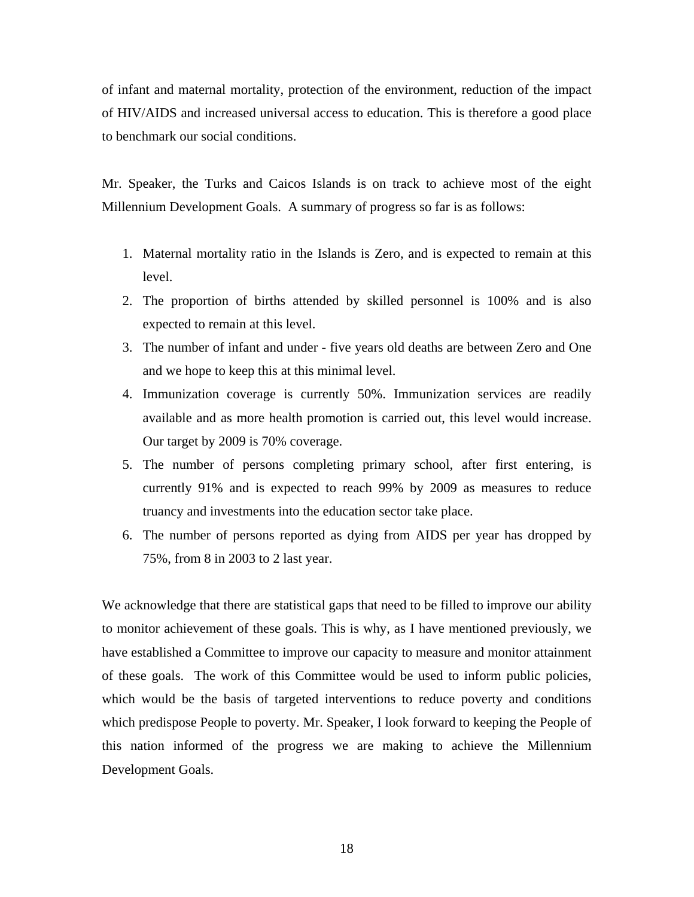of infant and maternal mortality, protection of the environment, reduction of the impact of HIV/AIDS and increased universal access to education. This is therefore a good place to benchmark our social conditions.

Mr. Speaker, the Turks and Caicos Islands is on track to achieve most of the eight Millennium Development Goals. A summary of progress so far is as follows:

1. Maternal mortality ratio in the Islands is Zero, and is expected to remain at this level.
2. The proportion of births attended by skilled personnel is 100% and is also expected to remain at this level.
3. The number of infant and under - five years old deaths are between Zero and One and we hope to keep this at this minimal level.
4. Immunization coverage is currently 50%. Immunization services are readily available and as more health promotion is carried out, this level would increase. Our target by 2009 is 70% coverage.
5. The number of persons completing primary school, after first entering, is currently 91% and is expected to reach 99% by 2009 as measures to reduce truancy and investments into the education sector take place.
6. The number of persons reported as dying from AIDS per year has dropped by 75%, from 8 in 2003 to 2 last year.

We acknowledge that there are statistical gaps that need to be filled to improve our ability to monitor achievement of these goals. This is why, as I have mentioned previously, we have established a Committee to improve our capacity to measure and monitor attainment of these goals. The work of this Committee would be used to inform public policies, which would be the basis of targeted interventions to reduce poverty and conditions which predispose People to poverty. Mr. Speaker, I look forward to keeping the People of this nation informed of the progress we are making to achieve the Millennium Development Goals.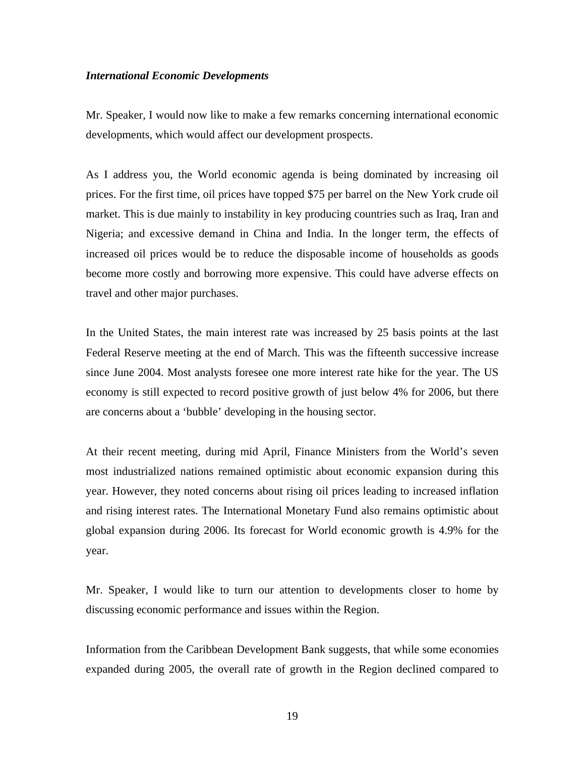### *International Economic Developments*

Mr. Speaker, I would now like to make a few remarks concerning international economic developments, which would affect our development prospects.

As I address you, the World economic agenda is being dominated by increasing oil prices. For the first time, oil prices have topped $75 per barrel on the New York crude oil market. This is due mainly to instability in key producing countries such as Iraq, Iran and Nigeria; and excessive demand in China and India. In the longer term, the effects of increased oil prices would be to reduce the disposable income of households as goods become more costly and borrowing more expensive. This could have adverse effects on travel and other major purchases.

In the United States, the main interest rate was increased by 25 basis points at the last Federal Reserve meeting at the end of March. This was the fifteenth successive increase since June 2004. Most analysts foresee one more interest rate hike for the year. The US economy is still expected to record positive growth of just below 4% for 2006, but there are concerns about a 'bubble' developing in the housing sector.

At their recent meeting, during mid April, Finance Ministers from the World's seven most industrialized nations remained optimistic about economic expansion during this year. However, they noted concerns about rising oil prices leading to increased inflation and rising interest rates. The International Monetary Fund also remains optimistic about global expansion during 2006. Its forecast for World economic growth is 4.9% for the year.

Mr. Speaker, I would like to turn our attention to developments closer to home by discussing economic performance and issues within the Region.

Information from the Caribbean Development Bank suggests, that while some economies expanded during 2005, the overall rate of growth in the Region declined compared to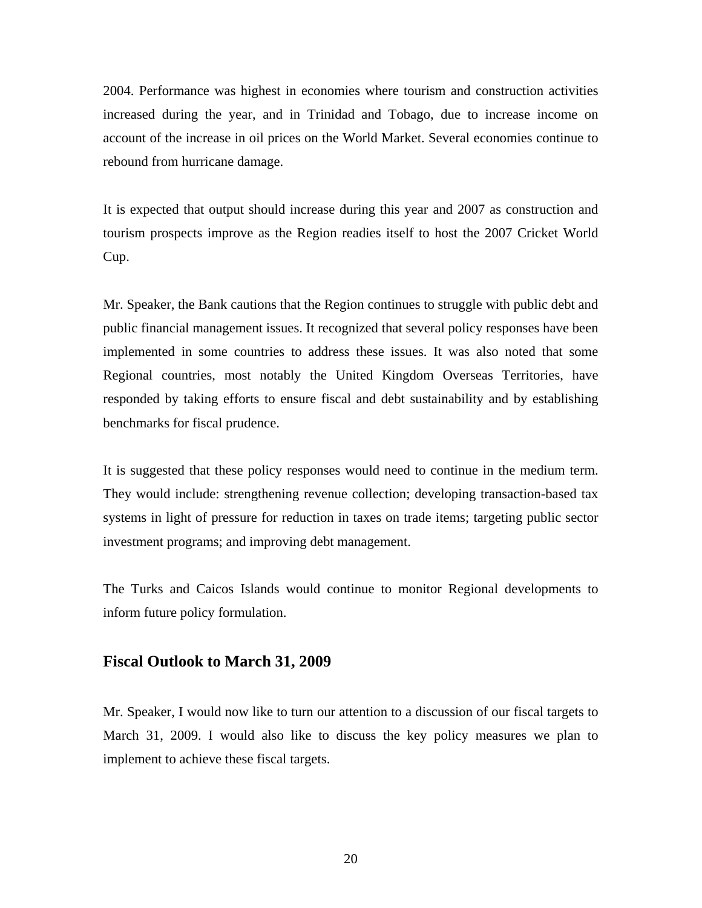2004. Performance was highest in economies where tourism and construction activities increased during the year, and in Trinidad and Tobago, due to increase income on account of the increase in oil prices on the World Market. Several economies continue to rebound from hurricane damage.

It is expected that output should increase during this year and 2007 as construction and tourism prospects improve as the Region readies itself to host the 2007 Cricket World Cup.

Mr. Speaker, the Bank cautions that the Region continues to struggle with public debt and public financial management issues. It recognized that several policy responses have been implemented in some countries to address these issues. It was also noted that some Regional countries, most notably the United Kingdom Overseas Territories, have responded by taking efforts to ensure fiscal and debt sustainability and by establishing benchmarks for fiscal prudence.

It is suggested that these policy responses would need to continue in the medium term. They would include: strengthening revenue collection; developing transaction-based tax systems in light of pressure for reduction in taxes on trade items; targeting public sector investment programs; and improving debt management.

The Turks and Caicos Islands would continue to monitor Regional developments to inform future policy formulation.

## Fiscal Outlook to March 31, 2009

Mr. Speaker, I would now like to turn our attention to a discussion of our fiscal targets to March 31, 2009. I would also like to discuss the key policy measures we plan to implement to achieve these fiscal targets.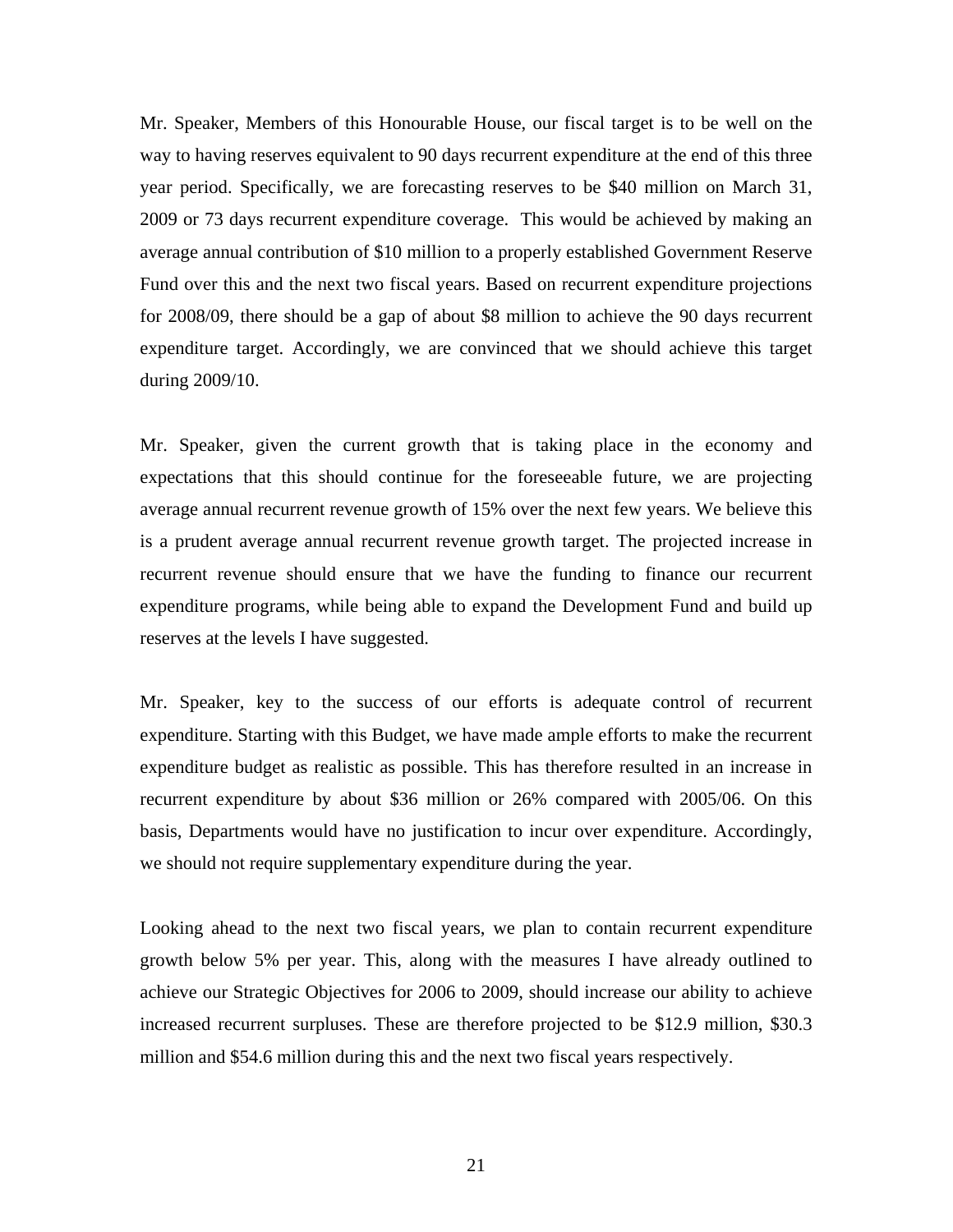Mr. Speaker, Members of this Honourable House, our fiscal target is to be well on the way to having reserves equivalent to 90 days recurrent expenditure at the end of this three year period. Specifically, we are forecasting reserves to be $40 million on March 31, 2009 or 73 days recurrent expenditure coverage. This would be achieved by making an average annual contribution of $10 million to a properly established Government Reserve Fund over this and the next two fiscal years. Based on recurrent expenditure projections for 2008/09, there should be a gap of about $8 million to achieve the 90 days recurrent expenditure target. Accordingly, we are convinced that we should achieve this target during 2009/10.

Mr. Speaker, given the current growth that is taking place in the economy and expectations that this should continue for the foreseeable future, we are projecting average annual recurrent revenue growth of 15% over the next few years. We believe this is a prudent average annual recurrent revenue growth target. The projected increase in recurrent revenue should ensure that we have the funding to finance our recurrent expenditure programs, while being able to expand the Development Fund and build up reserves at the levels I have suggested.

Mr. Speaker, key to the success of our efforts is adequate control of recurrent expenditure. Starting with this Budget, we have made ample efforts to make the recurrent expenditure budget as realistic as possible. This has therefore resulted in an increase in recurrent expenditure by about $36 million or 26% compared with 2005/06. On this basis, Departments would have no justification to incur over expenditure. Accordingly, we should not require supplementary expenditure during the year.

Looking ahead to the next two fiscal years, we plan to contain recurrent expenditure growth below 5% per year. This, along with the measures I have already outlined to achieve our Strategic Objectives for 2006 to 2009, should increase our ability to achieve increased recurrent surpluses. These are therefore projected to be $12.9 million, $30.3 million and $54.6 million during this and the next two fiscal years respectively.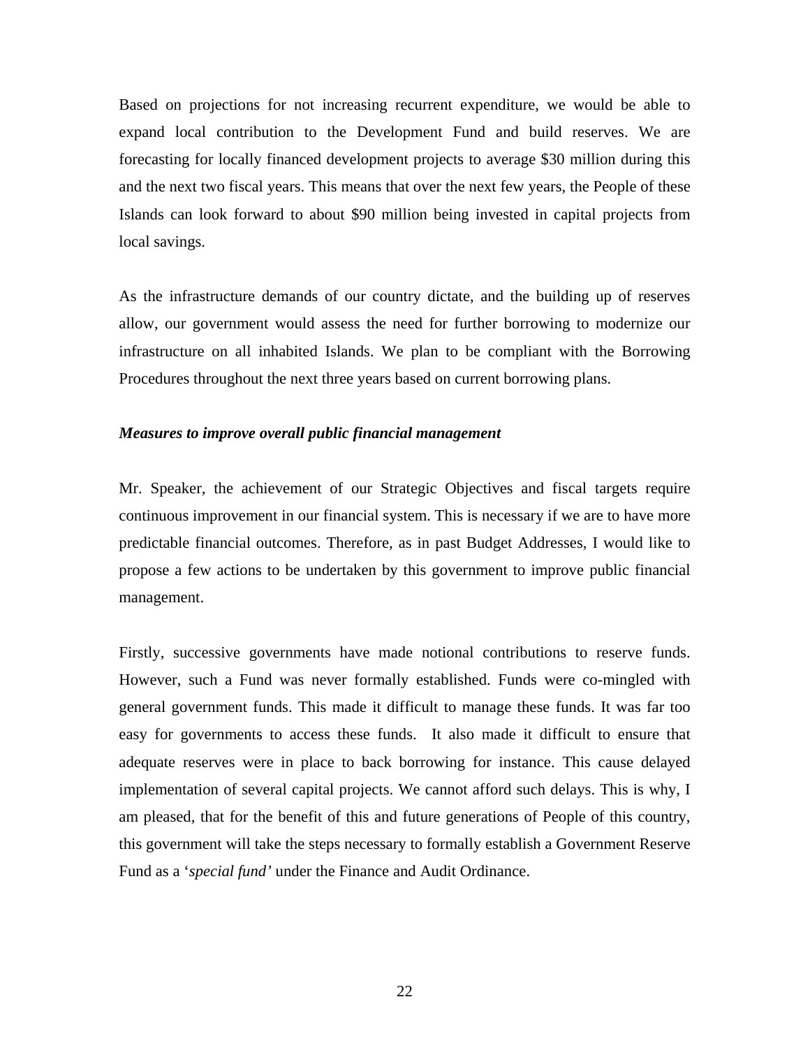Based on projections for not increasing recurrent expenditure, we would be able to expand local contribution to the Development Fund and build reserves. We are forecasting for locally financed development projects to average $30 million during this and the next two fiscal years. This means that over the next few years, the People of these Islands can look forward to about $90 million being invested in capital projects from local savings.

As the infrastructure demands of our country dictate, and the building up of reserves allow, our government would assess the need for further borrowing to modernize our infrastructure on all inhabited Islands. We plan to be compliant with the Borrowing Procedures throughout the next three years based on current borrowing plans.

***Measures to improve overall public financial management***

Mr. Speaker, the achievement of our Strategic Objectives and fiscal targets require continuous improvement in our financial system. This is necessary if we are to have more predictable financial outcomes. Therefore, as in past Budget Addresses, I would like to propose a few actions to be undertaken by this government to improve public financial management.

Firstly, successive governments have made notional contributions to reserve funds. However, such a Fund was never formally established. Funds were co-mingled with general government funds. This made it difficult to manage these funds. It was far too easy for governments to access these funds. It also made it difficult to ensure that adequate reserves were in place to back borrowing for instance. This cause delayed implementation of several capital projects. We cannot afford such delays. This is why, I am pleased, that for the benefit of this and future generations of People of this country, this government will take the steps necessary to formally establish a Government Reserve Fund as a '*special fund'* under the Finance and Audit Ordinance.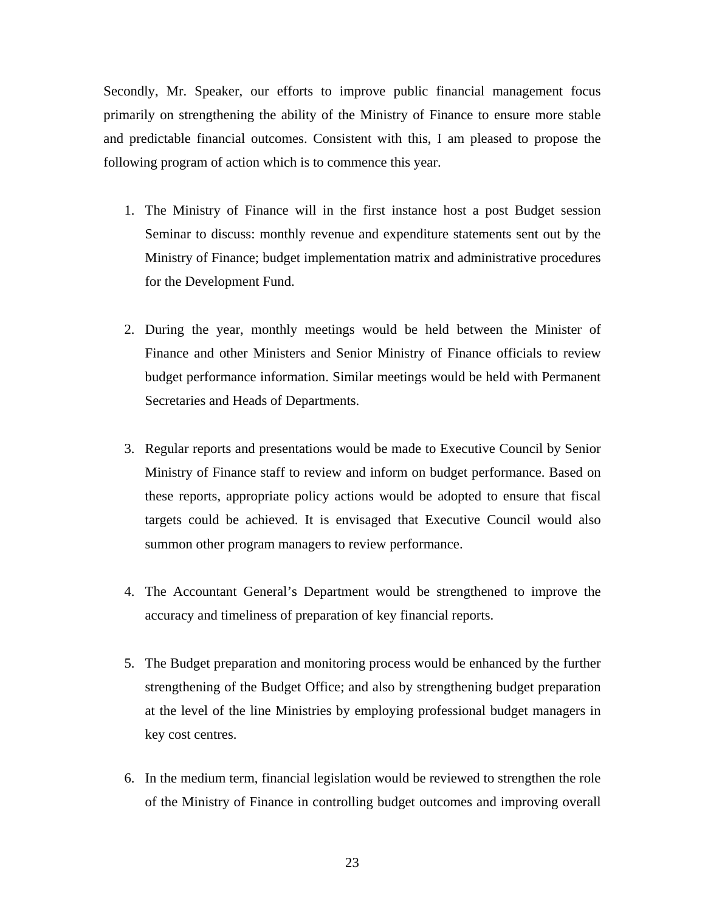Secondly, Mr. Speaker, our efforts to improve public financial management focus primarily on strengthening the ability of the Ministry of Finance to ensure more stable and predictable financial outcomes. Consistent with this, I am pleased to propose the following program of action which is to commence this year.

1. The Ministry of Finance will in the first instance host a post Budget session Seminar to discuss: monthly revenue and expenditure statements sent out by the Ministry of Finance; budget implementation matrix and administrative procedures for the Development Fund.

2. During the year, monthly meetings would be held between the Minister of Finance and other Ministers and Senior Ministry of Finance officials to review budget performance information. Similar meetings would be held with Permanent Secretaries and Heads of Departments.

3. Regular reports and presentations would be made to Executive Council by Senior Ministry of Finance staff to review and inform on budget performance. Based on these reports, appropriate policy actions would be adopted to ensure that fiscal targets could be achieved. It is envisaged that Executive Council would also summon other program managers to review performance.

4. The Accountant General's Department would be strengthened to improve the accuracy and timeliness of preparation of key financial reports.

5. The Budget preparation and monitoring process would be enhanced by the further strengthening of the Budget Office; and also by strengthening budget preparation at the level of the line Ministries by employing professional budget managers in key cost centres.

6. In the medium term, financial legislation would be reviewed to strengthen the role of the Ministry of Finance in controlling budget outcomes and improving overall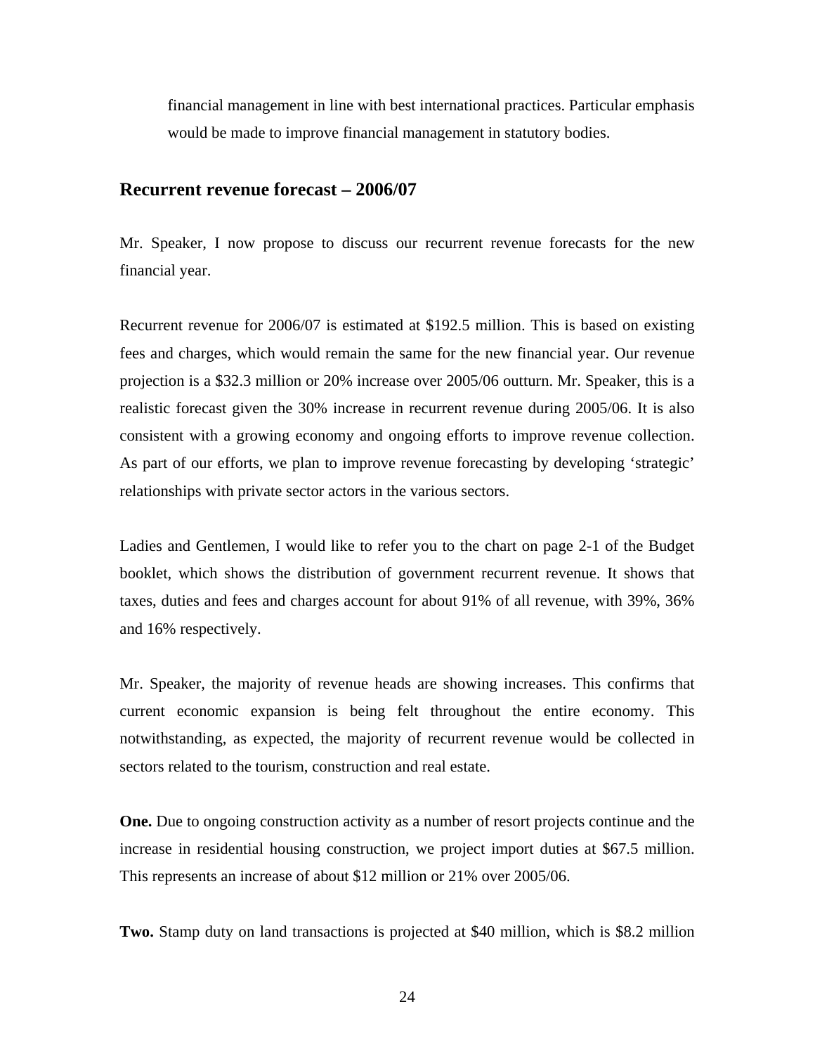financial management in line with best international practices. Particular emphasis would be made to improve financial management in statutory bodies.

## Recurrent revenue forecast – 2006/07

Mr. Speaker, I now propose to discuss our recurrent revenue forecasts for the new financial year.

Recurrent revenue for 2006/07 is estimated at $192.5 million. This is based on existing fees and charges, which would remain the same for the new financial year. Our revenue projection is a $32.3 million or 20% increase over 2005/06 outturn. Mr. Speaker, this is a realistic forecast given the 30% increase in recurrent revenue during 2005/06. It is also consistent with a growing economy and ongoing efforts to improve revenue collection. As part of our efforts, we plan to improve revenue forecasting by developing 'strategic' relationships with private sector actors in the various sectors.

Ladies and Gentlemen, I would like to refer you to the chart on page 2-1 of the Budget booklet, which shows the distribution of government recurrent revenue. It shows that taxes, duties and fees and charges account for about 91% of all revenue, with 39%, 36% and 16% respectively.

Mr. Speaker, the majority of revenue heads are showing increases. This confirms that current economic expansion is being felt throughout the entire economy. This notwithstanding, as expected, the majority of recurrent revenue would be collected in sectors related to the tourism, construction and real estate.

**One.** Due to ongoing construction activity as a number of resort projects continue and the increase in residential housing construction, we project import duties at $67.5 million. This represents an increase of about $12 million or 21% over 2005/06.

**Two.** Stamp duty on land transactions is projected at $40 million, which is $8.2 million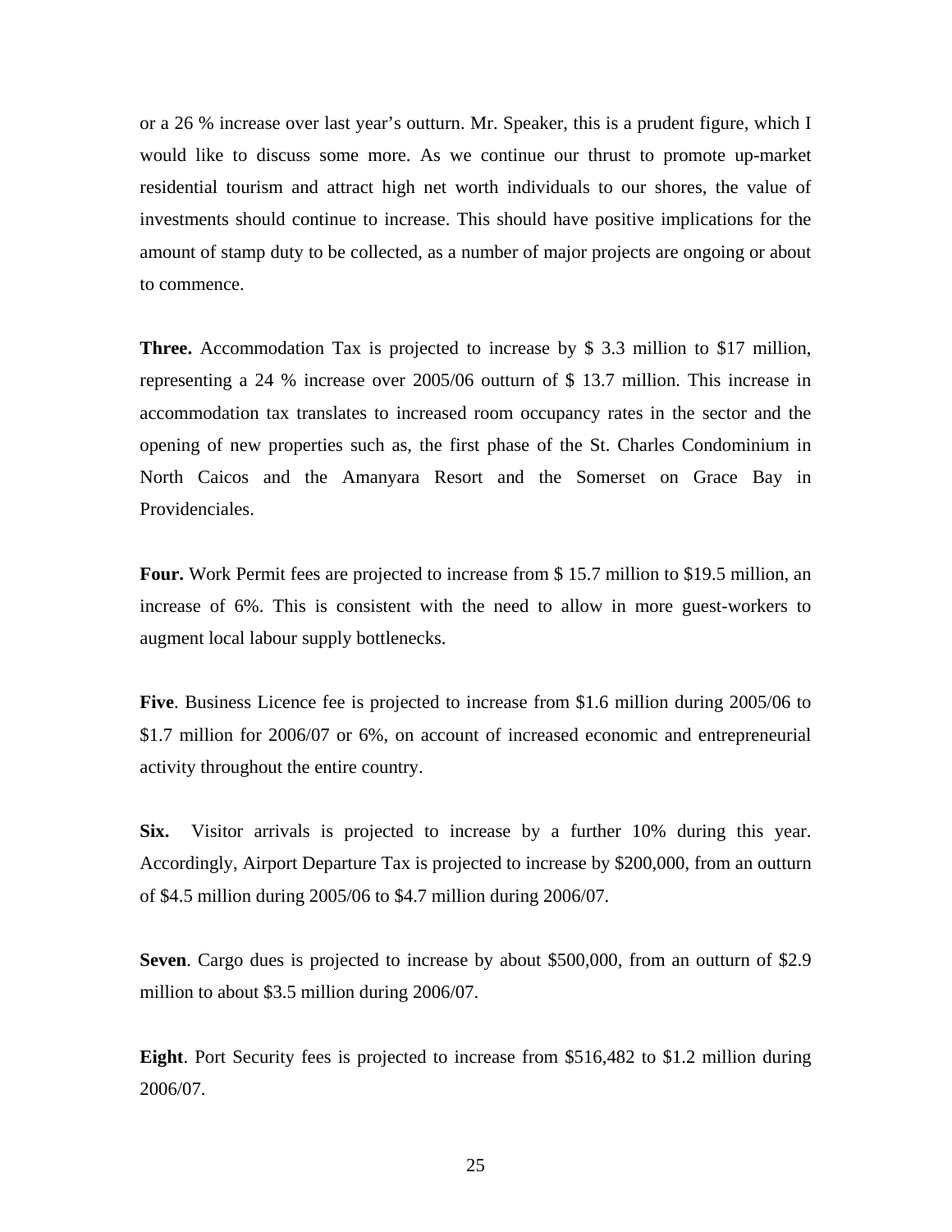or a 26 % increase over last year's outturn. Mr. Speaker, this is a prudent figure, which I would like to discuss some more. As we continue our thrust to promote up-market residential tourism and attract high net worth individuals to our shores, the value of investments should continue to increase. This should have positive implications for the amount of stamp duty to be collected, as a number of major projects are ongoing or about to commence.

**Three.** Accommodation Tax is projected to increase by $ 3.3 million to $17 million, representing a 24 % increase over 2005/06 outturn of $ 13.7 million. This increase in accommodation tax translates to increased room occupancy rates in the sector and the opening of new properties such as, the first phase of the St. Charles Condominium in North Caicos and the Amanyara Resort and the Somerset on Grace Bay in Providenciales.

**Four.** Work Permit fees are projected to increase from $ 15.7 million to $19.5 million, an increase of 6%. This is consistent with the need to allow in more guest-workers to augment local labour supply bottlenecks.

**Five**. Business Licence fee is projected to increase from $1.6 million during 2005/06 to $1.7 million for 2006/07 or 6%, on account of increased economic and entrepreneurial activity throughout the entire country.

**Six.** Visitor arrivals is projected to increase by a further 10% during this year. Accordingly, Airport Departure Tax is projected to increase by $200,000, from an outturn of $4.5 million during 2005/06 to $4.7 million during 2006/07.

**Seven**. Cargo dues is projected to increase by about $500,000, from an outturn of $2.9 million to about $3.5 million during 2006/07.

**Eight**. Port Security fees is projected to increase from $516,482 to $1.2 million during 2006/07.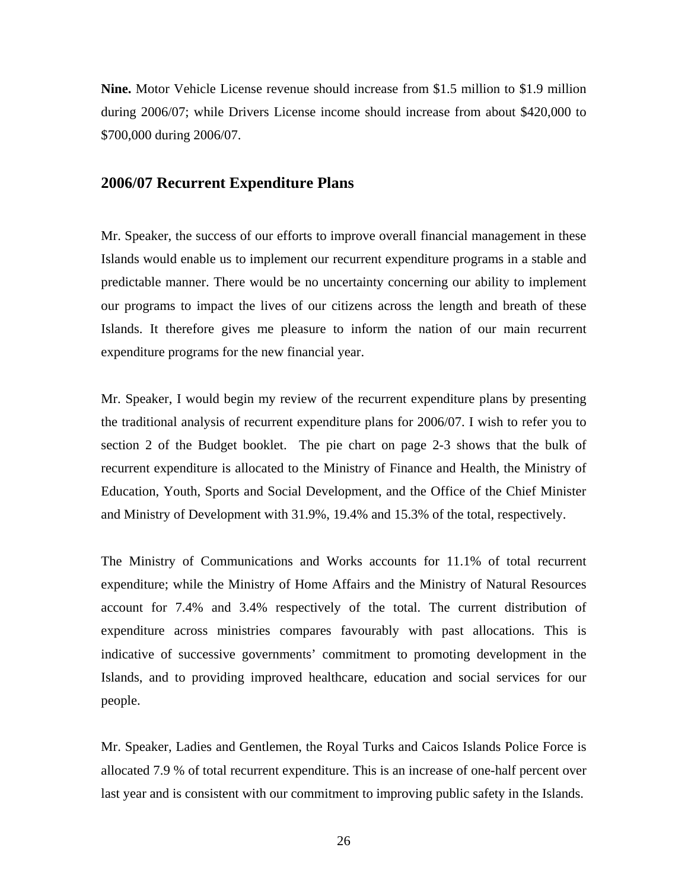**Nine.** Motor Vehicle License revenue should increase from $1.5 million to $1.9 million during 2006/07; while Drivers License income should increase from about $420,000 to $700,000 during 2006/07.

## 2006/07 Recurrent Expenditure Plans

Mr. Speaker, the success of our efforts to improve overall financial management in these Islands would enable us to implement our recurrent expenditure programs in a stable and predictable manner. There would be no uncertainty concerning our ability to implement our programs to impact the lives of our citizens across the length and breath of these Islands. It therefore gives me pleasure to inform the nation of our main recurrent expenditure programs for the new financial year.

Mr. Speaker, I would begin my review of the recurrent expenditure plans by presenting the traditional analysis of recurrent expenditure plans for 2006/07. I wish to refer you to section 2 of the Budget booklet. The pie chart on page 2-3 shows that the bulk of recurrent expenditure is allocated to the Ministry of Finance and Health, the Ministry of Education, Youth, Sports and Social Development, and the Office of the Chief Minister and Ministry of Development with 31.9%, 19.4% and 15.3% of the total, respectively.

The Ministry of Communications and Works accounts for 11.1% of total recurrent expenditure; while the Ministry of Home Affairs and the Ministry of Natural Resources account for 7.4% and 3.4% respectively of the total. The current distribution of expenditure across ministries compares favourably with past allocations. This is indicative of successive governments' commitment to promoting development in the Islands, and to providing improved healthcare, education and social services for our people.

Mr. Speaker, Ladies and Gentlemen, the Royal Turks and Caicos Islands Police Force is allocated 7.9 % of total recurrent expenditure. This is an increase of one-half percent over last year and is consistent with our commitment to improving public safety in the Islands.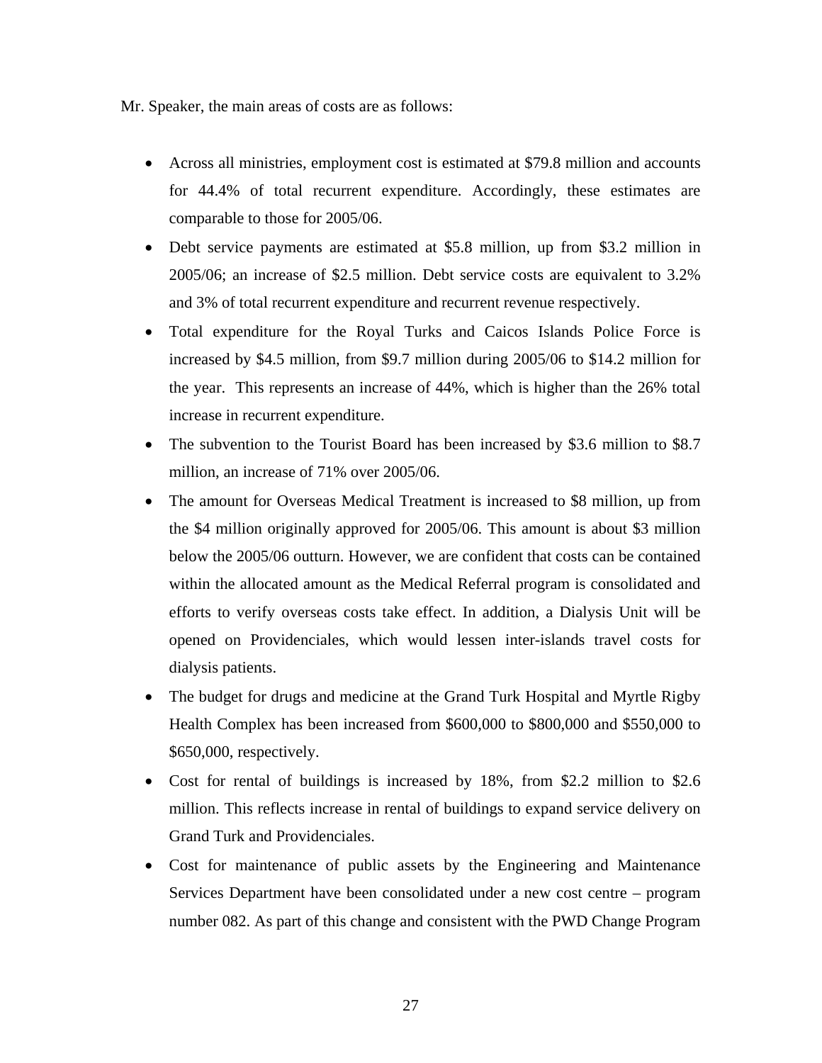Mr. Speaker, the main areas of costs are as follows:

- Across all ministries, employment cost is estimated at $79.8 million and accounts for 44.4% of total recurrent expenditure. Accordingly, these estimates are comparable to those for 2005/06.
- Debt service payments are estimated at $5.8 million, up from $3.2 million in 2005/06; an increase of $2.5 million. Debt service costs are equivalent to 3.2% and 3% of total recurrent expenditure and recurrent revenue respectively.
- Total expenditure for the Royal Turks and Caicos Islands Police Force is increased by $4.5 million, from $9.7 million during 2005/06 to $14.2 million for the year. This represents an increase of 44%, which is higher than the 26% total increase in recurrent expenditure.
- The subvention to the Tourist Board has been increased by $3.6 million to $8.7 million, an increase of 71% over 2005/06.
- The amount for Overseas Medical Treatment is increased to $8 million, up from the $4 million originally approved for 2005/06. This amount is about $3 million below the 2005/06 outturn. However, we are confident that costs can be contained within the allocated amount as the Medical Referral program is consolidated and efforts to verify overseas costs take effect. In addition, a Dialysis Unit will be opened on Providenciales, which would lessen inter-islands travel costs for dialysis patients.
- The budget for drugs and medicine at the Grand Turk Hospital and Myrtle Rigby Health Complex has been increased from $600,000 to $800,000 and $550,000 to $650,000, respectively.
- Cost for rental of buildings is increased by 18%, from $2.2 million to $2.6 million. This reflects increase in rental of buildings to expand service delivery on Grand Turk and Providenciales.
- Cost for maintenance of public assets by the Engineering and Maintenance Services Department have been consolidated under a new cost centre – program number 082. As part of this change and consistent with the PWD Change Program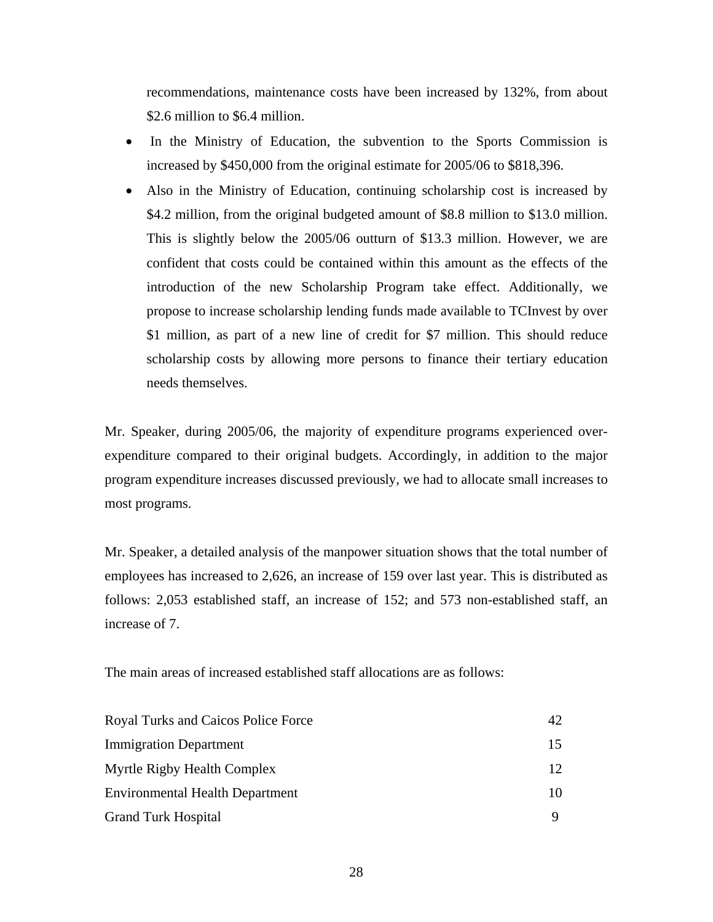recommendations, maintenance costs have been increased by 132%, from about $2.6 million to $6.4 million.

- In the Ministry of Education, the subvention to the Sports Commission is increased by $450,000 from the original estimate for 2005/06 to $818,396.
- Also in the Ministry of Education, continuing scholarship cost is increased by $4.2 million, from the original budgeted amount of $8.8 million to $13.0 million. This is slightly below the 2005/06 outturn of $13.3 million. However, we are confident that costs could be contained within this amount as the effects of the introduction of the new Scholarship Program take effect. Additionally, we propose to increase scholarship lending funds made available to TCInvest by over $1 million, as part of a new line of credit for $7 million. This should reduce scholarship costs by allowing more persons to finance their tertiary education needs themselves.

Mr. Speaker, during 2005/06, the majority of expenditure programs experienced over-expenditure compared to their original budgets. Accordingly, in addition to the major program expenditure increases discussed previously, we had to allocate small increases to most programs.

Mr. Speaker, a detailed analysis of the manpower situation shows that the total number of employees has increased to 2,626, an increase of 159 over last year. This is distributed as follows: 2,053 established staff, an increase of 152; and 573 non-established staff, an increase of 7.

The main areas of increased established staff allocations are as follows:

| | |
|---|---|
| Royal Turks and Caicos Police Force | 42 |
| Immigration Department | 15 |
| Myrtle Rigby Health Complex | 12 |
| Environmental Health Department | 10 |
| Grand Turk Hospital | 9 |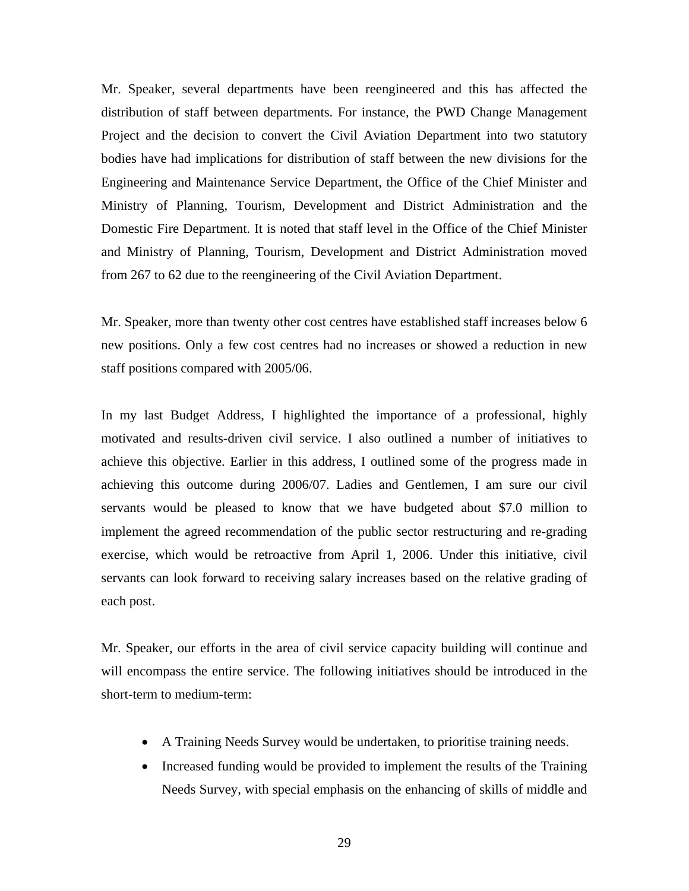Mr. Speaker, several departments have been reengineered and this has affected the distribution of staff between departments. For instance, the PWD Change Management Project and the decision to convert the Civil Aviation Department into two statutory bodies have had implications for distribution of staff between the new divisions for the Engineering and Maintenance Service Department, the Office of the Chief Minister and Ministry of Planning, Tourism, Development and District Administration and the Domestic Fire Department. It is noted that staff level in the Office of the Chief Minister and Ministry of Planning, Tourism, Development and District Administration moved from 267 to 62 due to the reengineering of the Civil Aviation Department.

Mr. Speaker, more than twenty other cost centres have established staff increases below 6 new positions. Only a few cost centres had no increases or showed a reduction in new staff positions compared with 2005/06.

In my last Budget Address, I highlighted the importance of a professional, highly motivated and results-driven civil service. I also outlined a number of initiatives to achieve this objective. Earlier in this address, I outlined some of the progress made in achieving this outcome during 2006/07. Ladies and Gentlemen, I am sure our civil servants would be pleased to know that we have budgeted about $7.0 million to implement the agreed recommendation of the public sector restructuring and re-grading exercise, which would be retroactive from April 1, 2006. Under this initiative, civil servants can look forward to receiving salary increases based on the relative grading of each post.

Mr. Speaker, our efforts in the area of civil service capacity building will continue and will encompass the entire service. The following initiatives should be introduced in the short-term to medium-term:

- A Training Needs Survey would be undertaken, to prioritise training needs.
- Increased funding would be provided to implement the results of the Training Needs Survey, with special emphasis on the enhancing of skills of middle and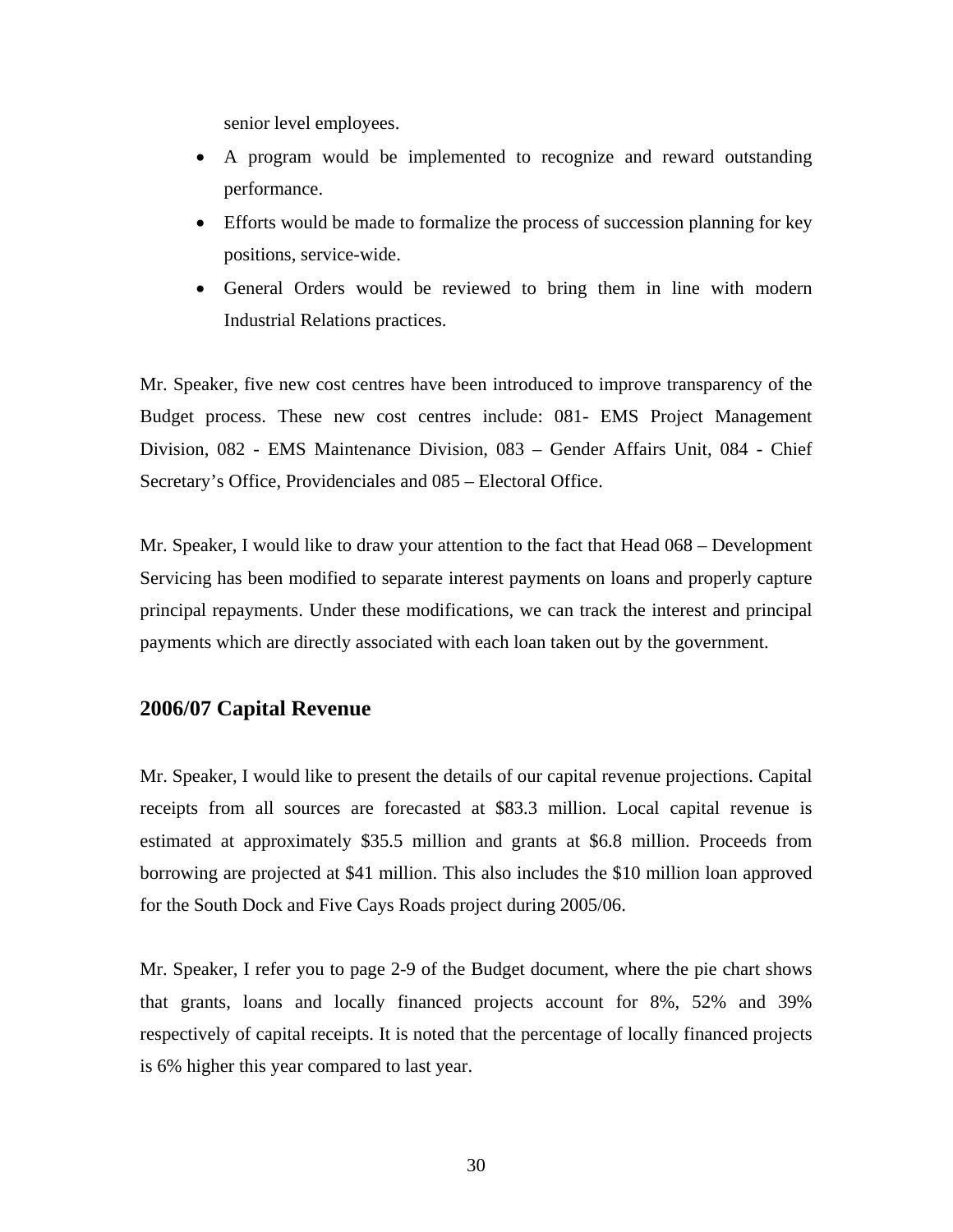senior level employees.

- A program would be implemented to recognize and reward outstanding performance.
- Efforts would be made to formalize the process of succession planning for key positions, service-wide.
- General Orders would be reviewed to bring them in line with modern Industrial Relations practices.

Mr. Speaker, five new cost centres have been introduced to improve transparency of the Budget process. These new cost centres include: 081- EMS Project Management Division, 082 - EMS Maintenance Division, 083 – Gender Affairs Unit, 084 - Chief Secretary's Office, Providenciales and 085 – Electoral Office.

Mr. Speaker, I would like to draw your attention to the fact that Head 068 – Development Servicing has been modified to separate interest payments on loans and properly capture principal repayments. Under these modifications, we can track the interest and principal payments which are directly associated with each loan taken out by the government.

## 2006/07 Capital Revenue

Mr. Speaker, I would like to present the details of our capital revenue projections. Capital receipts from all sources are forecasted at $83.3 million. Local capital revenue is estimated at approximately $35.5 million and grants at $6.8 million. Proceeds from borrowing are projected at $41 million. This also includes the $10 million loan approved for the South Dock and Five Cays Roads project during 2005/06.

Mr. Speaker, I refer you to page 2-9 of the Budget document, where the pie chart shows that grants, loans and locally financed projects account for 8%, 52% and 39% respectively of capital receipts. It is noted that the percentage of locally financed projects is 6% higher this year compared to last year.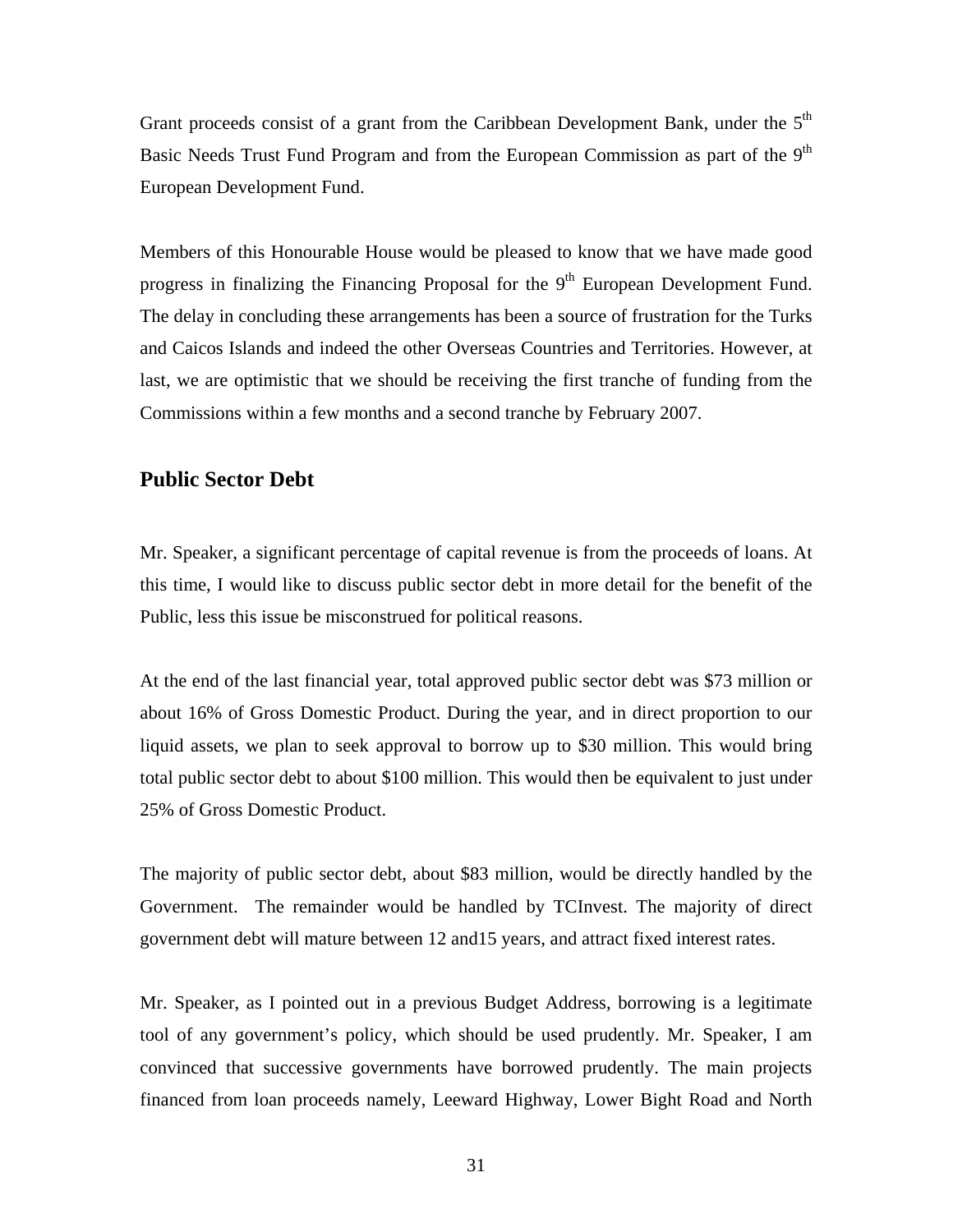Grant proceeds consist of a grant from the Caribbean Development Bank, under the 5th Basic Needs Trust Fund Program and from the European Commission as part of the 9th European Development Fund.

Members of this Honourable House would be pleased to know that we have made good progress in finalizing the Financing Proposal for the 9th European Development Fund. The delay in concluding these arrangements has been a source of frustration for the Turks and Caicos Islands and indeed the other Overseas Countries and Territories. However, at last, we are optimistic that we should be receiving the first tranche of funding from the Commissions within a few months and a second tranche by February 2007.

## Public Sector Debt

Mr. Speaker, a significant percentage of capital revenue is from the proceeds of loans. At this time, I would like to discuss public sector debt in more detail for the benefit of the Public, less this issue be misconstrued for political reasons.

At the end of the last financial year, total approved public sector debt was $73 million or about 16% of Gross Domestic Product. During the year, and in direct proportion to our liquid assets, we plan to seek approval to borrow up to $30 million. This would bring total public sector debt to about $100 million. This would then be equivalent to just under 25% of Gross Domestic Product.

The majority of public sector debt, about $83 million, would be directly handled by the Government. The remainder would be handled by TCInvest. The majority of direct government debt will mature between 12 and15 years, and attract fixed interest rates.

Mr. Speaker, as I pointed out in a previous Budget Address, borrowing is a legitimate tool of any government's policy, which should be used prudently. Mr. Speaker, I am convinced that successive governments have borrowed prudently. The main projects financed from loan proceeds namely, Leeward Highway, Lower Bight Road and North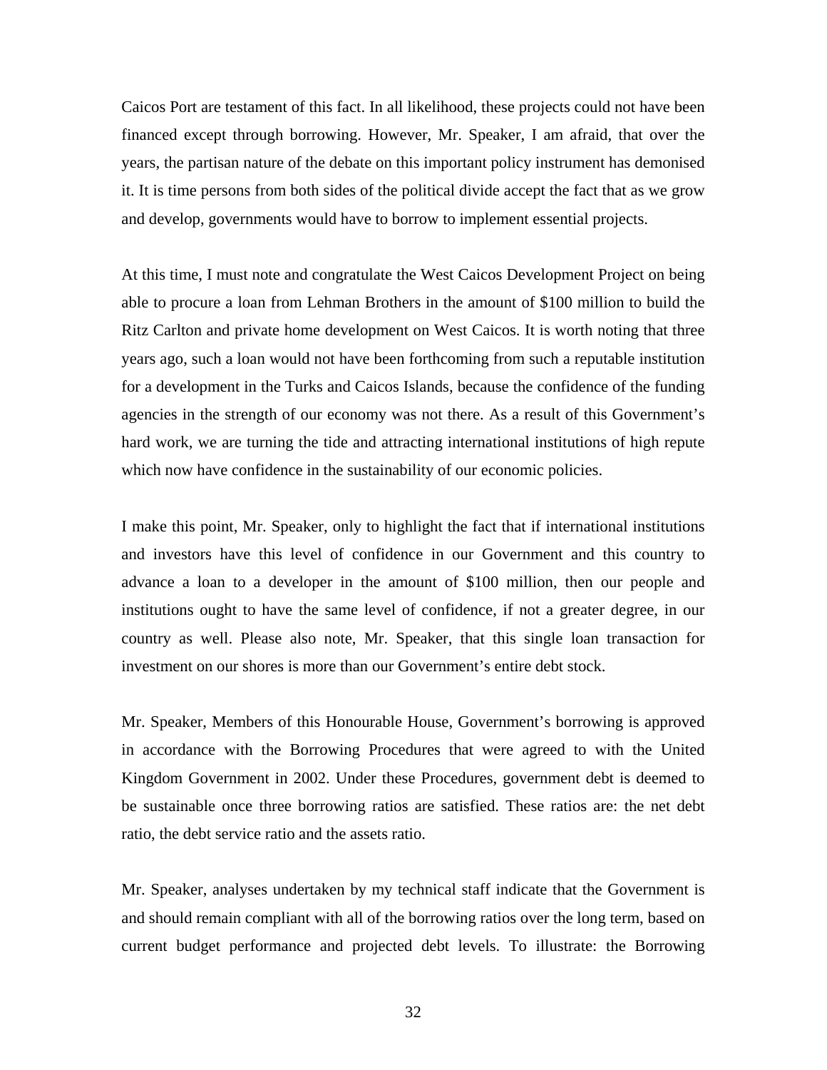Caicos Port are testament of this fact. In all likelihood, these projects could not have been financed except through borrowing. However, Mr. Speaker, I am afraid, that over the years, the partisan nature of the debate on this important policy instrument has demonised it. It is time persons from both sides of the political divide accept the fact that as we grow and develop, governments would have to borrow to implement essential projects.

At this time, I must note and congratulate the West Caicos Development Project on being able to procure a loan from Lehman Brothers in the amount of $100 million to build the Ritz Carlton and private home development on West Caicos. It is worth noting that three years ago, such a loan would not have been forthcoming from such a reputable institution for a development in the Turks and Caicos Islands, because the confidence of the funding agencies in the strength of our economy was not there. As a result of this Government's hard work, we are turning the tide and attracting international institutions of high repute which now have confidence in the sustainability of our economic policies.

I make this point, Mr. Speaker, only to highlight the fact that if international institutions and investors have this level of confidence in our Government and this country to advance a loan to a developer in the amount of $100 million, then our people and institutions ought to have the same level of confidence, if not a greater degree, in our country as well. Please also note, Mr. Speaker, that this single loan transaction for investment on our shores is more than our Government's entire debt stock.

Mr. Speaker, Members of this Honourable House, Government's borrowing is approved in accordance with the Borrowing Procedures that were agreed to with the United Kingdom Government in 2002. Under these Procedures, government debt is deemed to be sustainable once three borrowing ratios are satisfied. These ratios are: the net debt ratio, the debt service ratio and the assets ratio.

Mr. Speaker, analyses undertaken by my technical staff indicate that the Government is and should remain compliant with all of the borrowing ratios over the long term, based on current budget performance and projected debt levels. To illustrate: the Borrowing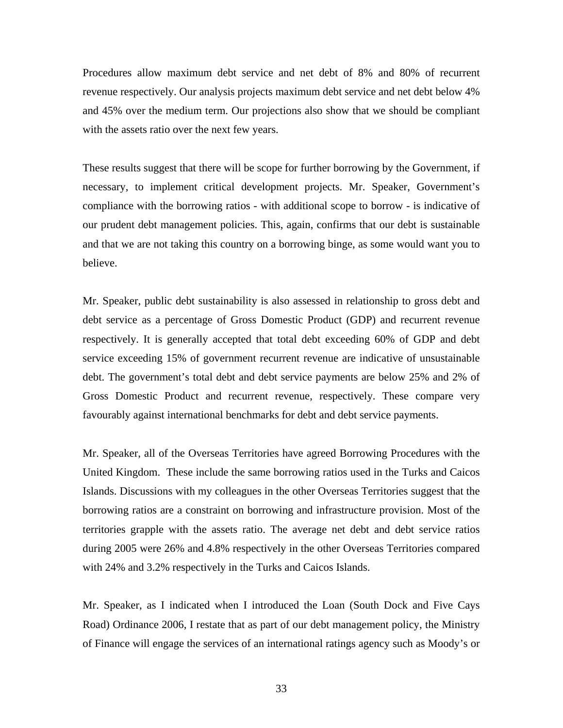Procedures allow maximum debt service and net debt of 8% and 80% of recurrent revenue respectively. Our analysis projects maximum debt service and net debt below 4% and 45% over the medium term. Our projections also show that we should be compliant with the assets ratio over the next few years.

These results suggest that there will be scope for further borrowing by the Government, if necessary, to implement critical development projects. Mr. Speaker, Government's compliance with the borrowing ratios - with additional scope to borrow - is indicative of our prudent debt management policies. This, again, confirms that our debt is sustainable and that we are not taking this country on a borrowing binge, as some would want you to believe.

Mr. Speaker, public debt sustainability is also assessed in relationship to gross debt and debt service as a percentage of Gross Domestic Product (GDP) and recurrent revenue respectively. It is generally accepted that total debt exceeding 60% of GDP and debt service exceeding 15% of government recurrent revenue are indicative of unsustainable debt. The government's total debt and debt service payments are below 25% and 2% of Gross Domestic Product and recurrent revenue, respectively. These compare very favourably against international benchmarks for debt and debt service payments.

Mr. Speaker, all of the Overseas Territories have agreed Borrowing Procedures with the United Kingdom. These include the same borrowing ratios used in the Turks and Caicos Islands. Discussions with my colleagues in the other Overseas Territories suggest that the borrowing ratios are a constraint on borrowing and infrastructure provision. Most of the territories grapple with the assets ratio. The average net debt and debt service ratios during 2005 were 26% and 4.8% respectively in the other Overseas Territories compared with 24% and 3.2% respectively in the Turks and Caicos Islands.

Mr. Speaker, as I indicated when I introduced the Loan (South Dock and Five Cays Road) Ordinance 2006, I restate that as part of our debt management policy, the Ministry of Finance will engage the services of an international ratings agency such as Moody's or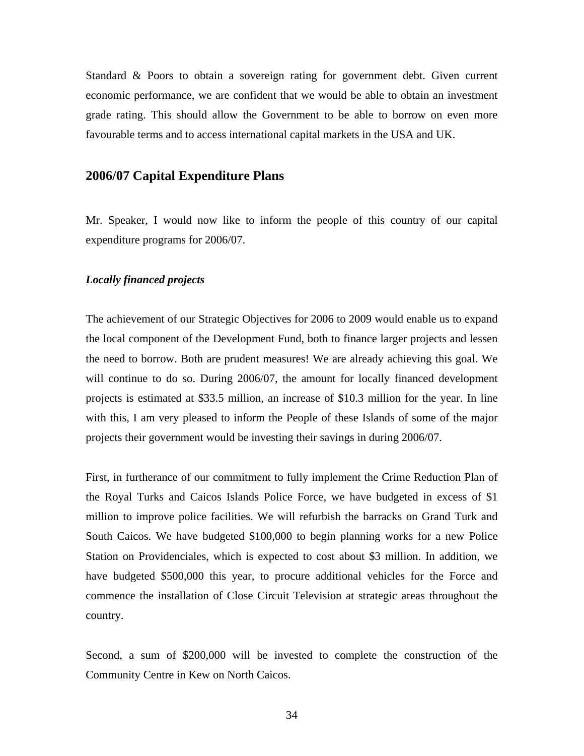Standard & Poors to obtain a sovereign rating for government debt. Given current economic performance, we are confident that we would be able to obtain an investment grade rating. This should allow the Government to be able to borrow on even more favourable terms and to access international capital markets in the USA and UK.

## 2006/07 Capital Expenditure Plans

Mr. Speaker, I would now like to inform the people of this country of our capital expenditure programs for 2006/07.

***Locally financed projects***

The achievement of our Strategic Objectives for 2006 to 2009 would enable us to expand the local component of the Development Fund, both to finance larger projects and lessen the need to borrow. Both are prudent measures! We are already achieving this goal. We will continue to do so. During 2006/07, the amount for locally financed development projects is estimated at $33.5 million, an increase of $10.3 million for the year. In line with this, I am very pleased to inform the People of these Islands of some of the major projects their government would be investing their savings in during 2006/07.

First, in furtherance of our commitment to fully implement the Crime Reduction Plan of the Royal Turks and Caicos Islands Police Force, we have budgeted in excess of $1 million to improve police facilities. We will refurbish the barracks on Grand Turk and South Caicos. We have budgeted $100,000 to begin planning works for a new Police Station on Providenciales, which is expected to cost about $3 million. In addition, we have budgeted $500,000 this year, to procure additional vehicles for the Force and commence the installation of Close Circuit Television at strategic areas throughout the country.

Second, a sum of $200,000 will be invested to complete the construction of the Community Centre in Kew on North Caicos.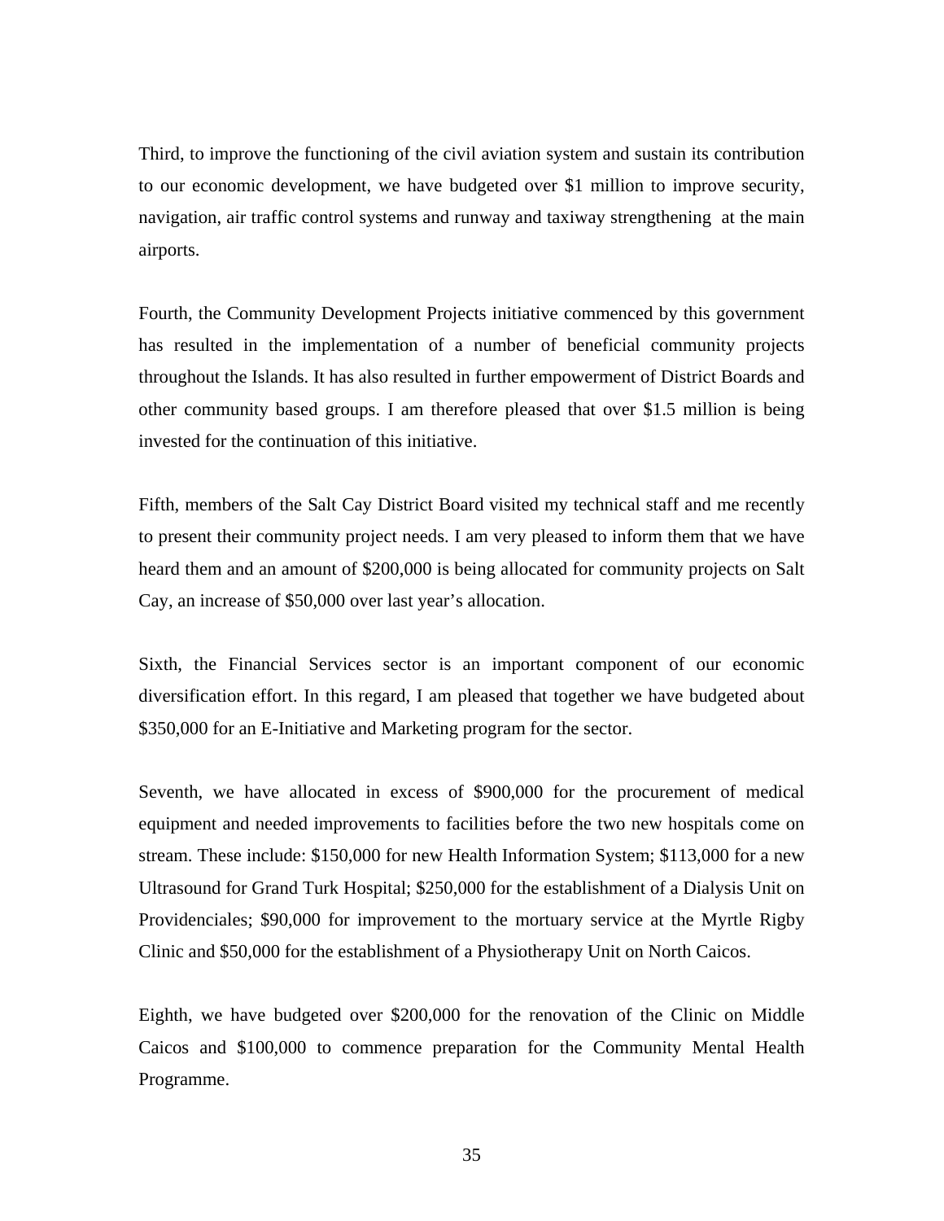Third, to improve the functioning of the civil aviation system and sustain its contribution to our economic development, we have budgeted over $1 million to improve security, navigation, air traffic control systems and runway and taxiway strengthening at the main airports.

Fourth, the Community Development Projects initiative commenced by this government has resulted in the implementation of a number of beneficial community projects throughout the Islands. It has also resulted in further empowerment of District Boards and other community based groups. I am therefore pleased that over $1.5 million is being invested for the continuation of this initiative.

Fifth, members of the Salt Cay District Board visited my technical staff and me recently to present their community project needs. I am very pleased to inform them that we have heard them and an amount of $200,000 is being allocated for community projects on Salt Cay, an increase of $50,000 over last year's allocation.

Sixth, the Financial Services sector is an important component of our economic diversification effort. In this regard, I am pleased that together we have budgeted about $350,000 for an E-Initiative and Marketing program for the sector.

Seventh, we have allocated in excess of $900,000 for the procurement of medical equipment and needed improvements to facilities before the two new hospitals come on stream. These include: $150,000 for new Health Information System; $113,000 for a new Ultrasound for Grand Turk Hospital; $250,000 for the establishment of a Dialysis Unit on Providenciales; $90,000 for improvement to the mortuary service at the Myrtle Rigby Clinic and $50,000 for the establishment of a Physiotherapy Unit on North Caicos.

Eighth, we have budgeted over $200,000 for the renovation of the Clinic on Middle Caicos and $100,000 to commence preparation for the Community Mental Health Programme.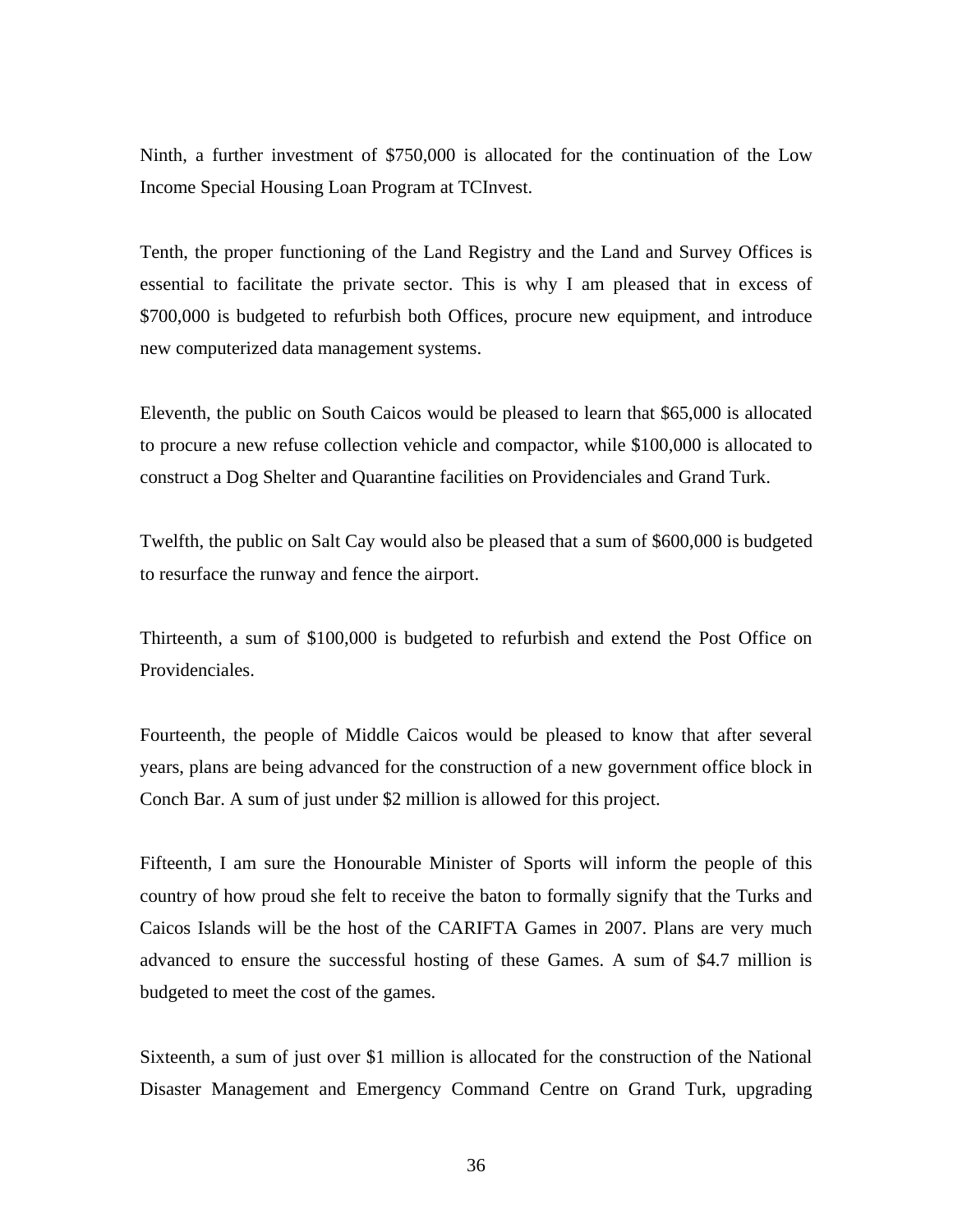Ninth, a further investment of $750,000 is allocated for the continuation of the Low Income Special Housing Loan Program at TCInvest.

Tenth, the proper functioning of the Land Registry and the Land and Survey Offices is essential to facilitate the private sector. This is why I am pleased that in excess of $700,000 is budgeted to refurbish both Offices, procure new equipment, and introduce new computerized data management systems.

Eleventh, the public on South Caicos would be pleased to learn that $65,000 is allocated to procure a new refuse collection vehicle and compactor, while $100,000 is allocated to construct a Dog Shelter and Quarantine facilities on Providenciales and Grand Turk.

Twelfth, the public on Salt Cay would also be pleased that a sum of $600,000 is budgeted to resurface the runway and fence the airport.

Thirteenth, a sum of $100,000 is budgeted to refurbish and extend the Post Office on Providenciales.

Fourteenth, the people of Middle Caicos would be pleased to know that after several years, plans are being advanced for the construction of a new government office block in Conch Bar. A sum of just under $2 million is allowed for this project.

Fifteenth, I am sure the Honourable Minister of Sports will inform the people of this country of how proud she felt to receive the baton to formally signify that the Turks and Caicos Islands will be the host of the CARIFTA Games in 2007. Plans are very much advanced to ensure the successful hosting of these Games. A sum of $4.7 million is budgeted to meet the cost of the games.

Sixteenth, a sum of just over $1 million is allocated for the construction of the National Disaster Management and Emergency Command Centre on Grand Turk, upgrading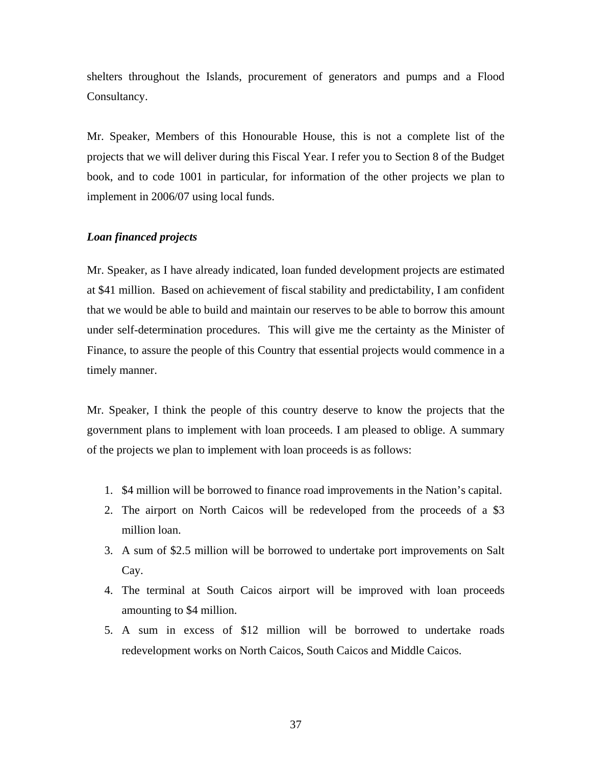shelters throughout the Islands, procurement of generators and pumps and a Flood Consultancy.

Mr. Speaker, Members of this Honourable House, this is not a complete list of the projects that we will deliver during this Fiscal Year. I refer you to Section 8 of the Budget book, and to code 1001 in particular, for information of the other projects we plan to implement in 2006/07 using local funds.

***Loan financed projects***

Mr. Speaker, as I have already indicated, loan funded development projects are estimated at $41 million. Based on achievement of fiscal stability and predictability, I am confident that we would be able to build and maintain our reserves to be able to borrow this amount under self-determination procedures. This will give me the certainty as the Minister of Finance, to assure the people of this Country that essential projects would commence in a timely manner.

Mr. Speaker, I think the people of this country deserve to know the projects that the government plans to implement with loan proceeds. I am pleased to oblige. A summary of the projects we plan to implement with loan proceeds is as follows:

1. $4 million will be borrowed to finance road improvements in the Nation's capital.
2. The airport on North Caicos will be redeveloped from the proceeds of a $3 million loan.
3. A sum of $2.5 million will be borrowed to undertake port improvements on Salt Cay.
4. The terminal at South Caicos airport will be improved with loan proceeds amounting to $4 million.
5. A sum in excess of $12 million will be borrowed to undertake roads redevelopment works on North Caicos, South Caicos and Middle Caicos.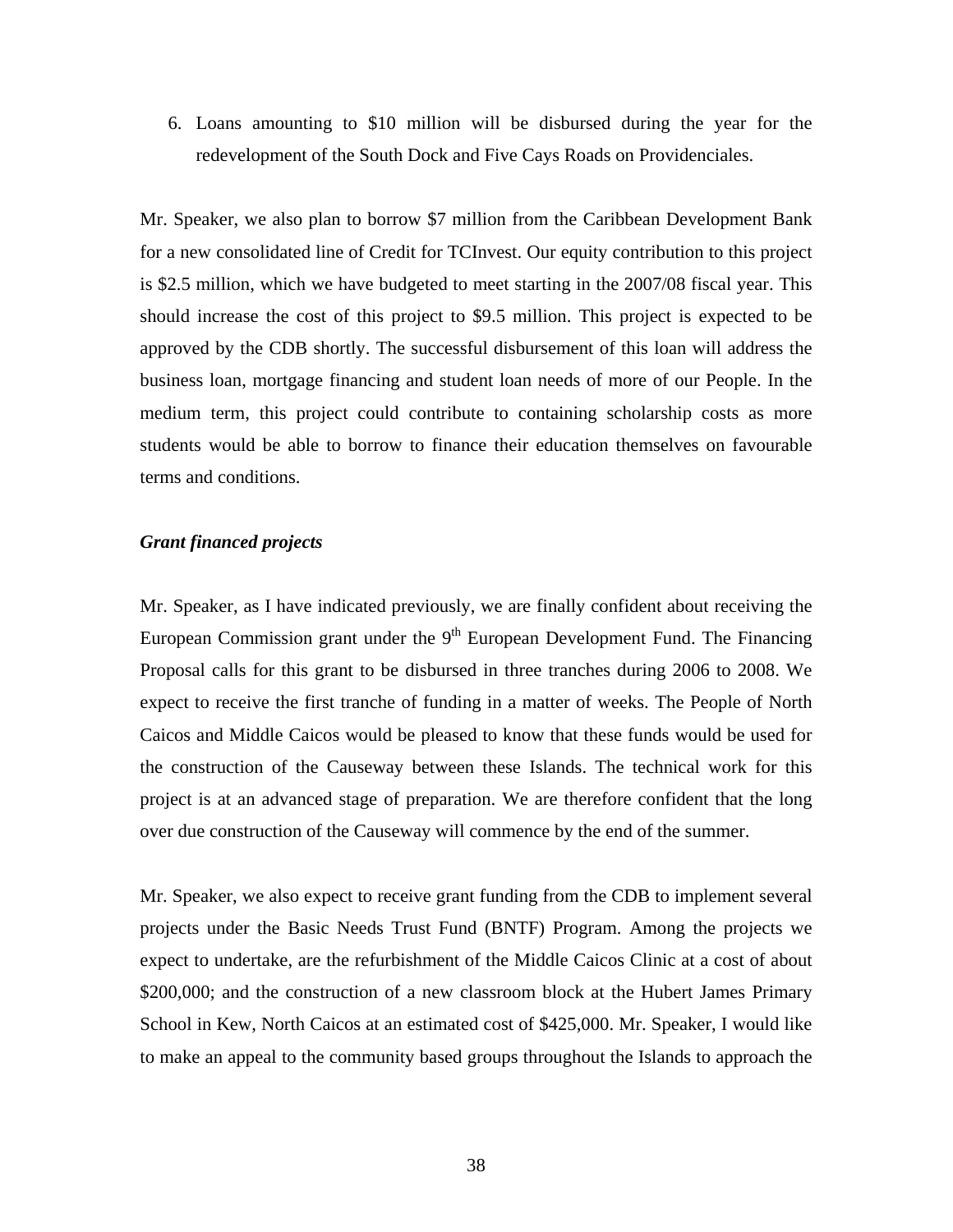6. Loans amounting to $10 million will be disbursed during the year for the redevelopment of the South Dock and Five Cays Roads on Providenciales.

Mr. Speaker, we also plan to borrow $7 million from the Caribbean Development Bank for a new consolidated line of Credit for TCInvest. Our equity contribution to this project is $2.5 million, which we have budgeted to meet starting in the 2007/08 fiscal year. This should increase the cost of this project to $9.5 million. This project is expected to be approved by the CDB shortly. The successful disbursement of this loan will address the business loan, mortgage financing and student loan needs of more of our People. In the medium term, this project could contribute to containing scholarship costs as more students would be able to borrow to finance their education themselves on favourable terms and conditions.

***Grant financed projects***

Mr. Speaker, as I have indicated previously, we are finally confident about receiving the European Commission grant under the 9th European Development Fund. The Financing Proposal calls for this grant to be disbursed in three tranches during 2006 to 2008. We expect to receive the first tranche of funding in a matter of weeks. The People of North Caicos and Middle Caicos would be pleased to know that these funds would be used for the construction of the Causeway between these Islands. The technical work for this project is at an advanced stage of preparation. We are therefore confident that the long over due construction of the Causeway will commence by the end of the summer.

Mr. Speaker, we also expect to receive grant funding from the CDB to implement several projects under the Basic Needs Trust Fund (BNTF) Program. Among the projects we expect to undertake, are the refurbishment of the Middle Caicos Clinic at a cost of about $200,000; and the construction of a new classroom block at the Hubert James Primary School in Kew, North Caicos at an estimated cost of $425,000. Mr. Speaker, I would like to make an appeal to the community based groups throughout the Islands to approach the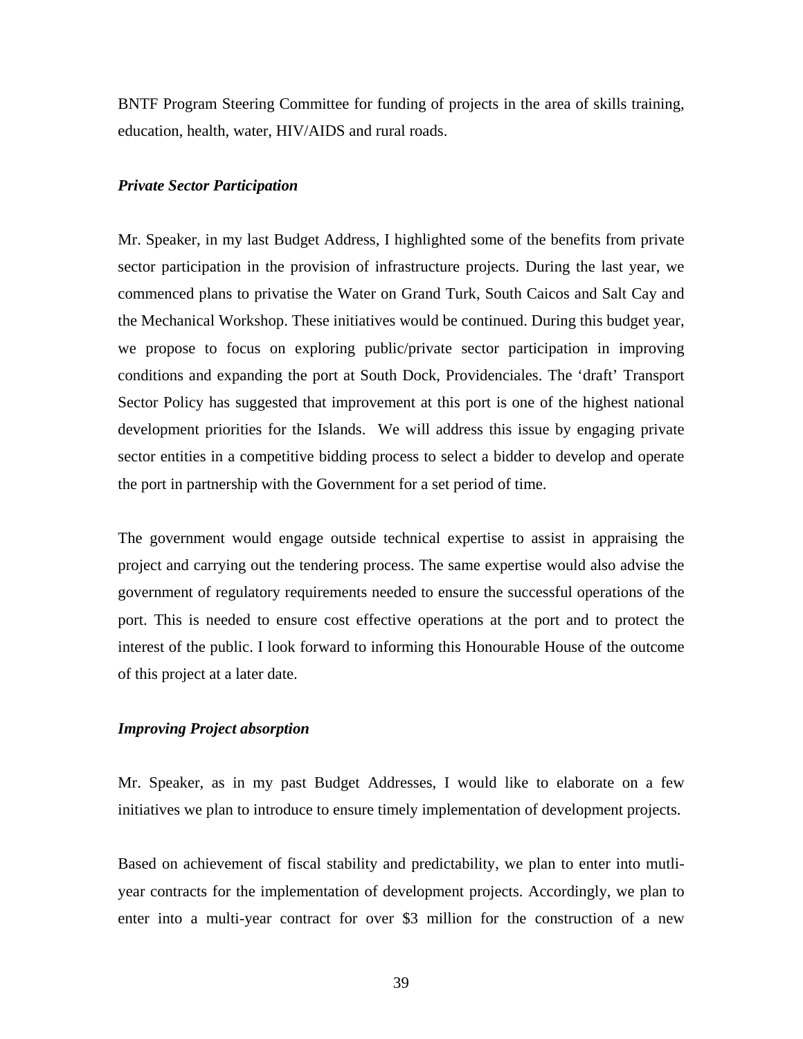BNTF Program Steering Committee for funding of projects in the area of skills training, education, health, water, HIV/AIDS and rural roads.

***Private Sector Participation***

Mr. Speaker, in my last Budget Address, I highlighted some of the benefits from private sector participation in the provision of infrastructure projects. During the last year, we commenced plans to privatise the Water on Grand Turk, South Caicos and Salt Cay and the Mechanical Workshop. These initiatives would be continued. During this budget year, we propose to focus on exploring public/private sector participation in improving conditions and expanding the port at South Dock, Providenciales. The 'draft' Transport Sector Policy has suggested that improvement at this port is one of the highest national development priorities for the Islands. We will address this issue by engaging private sector entities in a competitive bidding process to select a bidder to develop and operate the port in partnership with the Government for a set period of time.

The government would engage outside technical expertise to assist in appraising the project and carrying out the tendering process. The same expertise would also advise the government of regulatory requirements needed to ensure the successful operations of the port. This is needed to ensure cost effective operations at the port and to protect the interest of the public. I look forward to informing this Honourable House of the outcome of this project at a later date.

***Improving Project absorption***

Mr. Speaker, as in my past Budget Addresses, I would like to elaborate on a few initiatives we plan to introduce to ensure timely implementation of development projects.

Based on achievement of fiscal stability and predictability, we plan to enter into mutli-year contracts for the implementation of development projects. Accordingly, we plan to enter into a multi-year contract for over $3 million for the construction of a new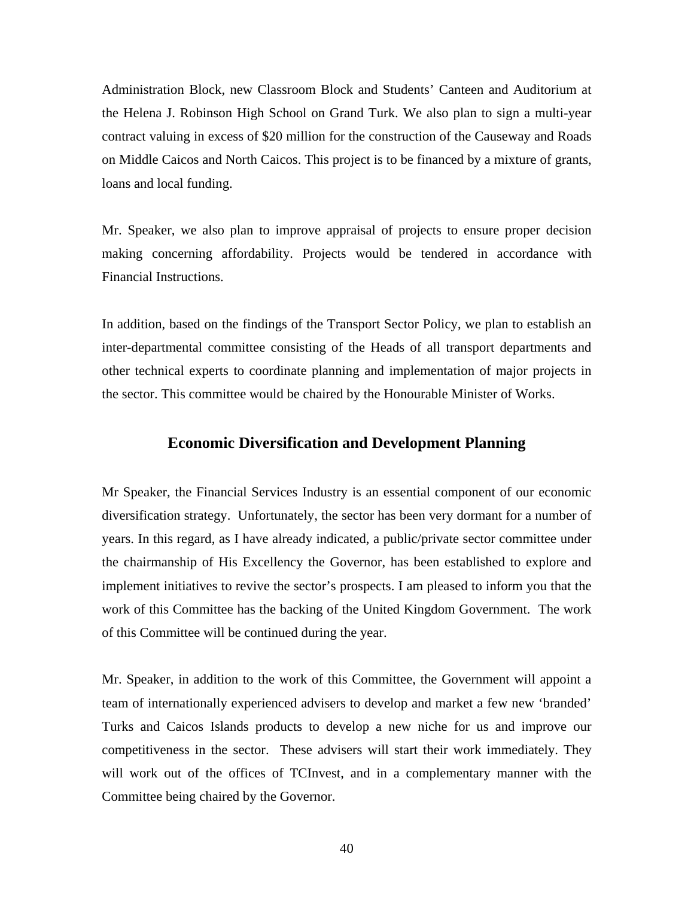Administration Block, new Classroom Block and Students' Canteen and Auditorium at the Helena J. Robinson High School on Grand Turk. We also plan to sign a multi-year contract valuing in excess of $20 million for the construction of the Causeway and Roads on Middle Caicos and North Caicos. This project is to be financed by a mixture of grants, loans and local funding.

Mr. Speaker, we also plan to improve appraisal of projects to ensure proper decision making concerning affordability. Projects would be tendered in accordance with Financial Instructions.

In addition, based on the findings of the Transport Sector Policy, we plan to establish an inter-departmental committee consisting of the Heads of all transport departments and other technical experts to coordinate planning and implementation of major projects in the sector. This committee would be chaired by the Honourable Minister of Works.

## Economic Diversification and Development Planning

Mr Speaker, the Financial Services Industry is an essential component of our economic diversification strategy. Unfortunately, the sector has been very dormant for a number of years. In this regard, as I have already indicated, a public/private sector committee under the chairmanship of His Excellency the Governor, has been established to explore and implement initiatives to revive the sector's prospects. I am pleased to inform you that the work of this Committee has the backing of the United Kingdom Government. The work of this Committee will be continued during the year.

Mr. Speaker, in addition to the work of this Committee, the Government will appoint a team of internationally experienced advisers to develop and market a few new 'branded' Turks and Caicos Islands products to develop a new niche for us and improve our competitiveness in the sector. These advisers will start their work immediately. They will work out of the offices of TCInvest, and in a complementary manner with the Committee being chaired by the Governor.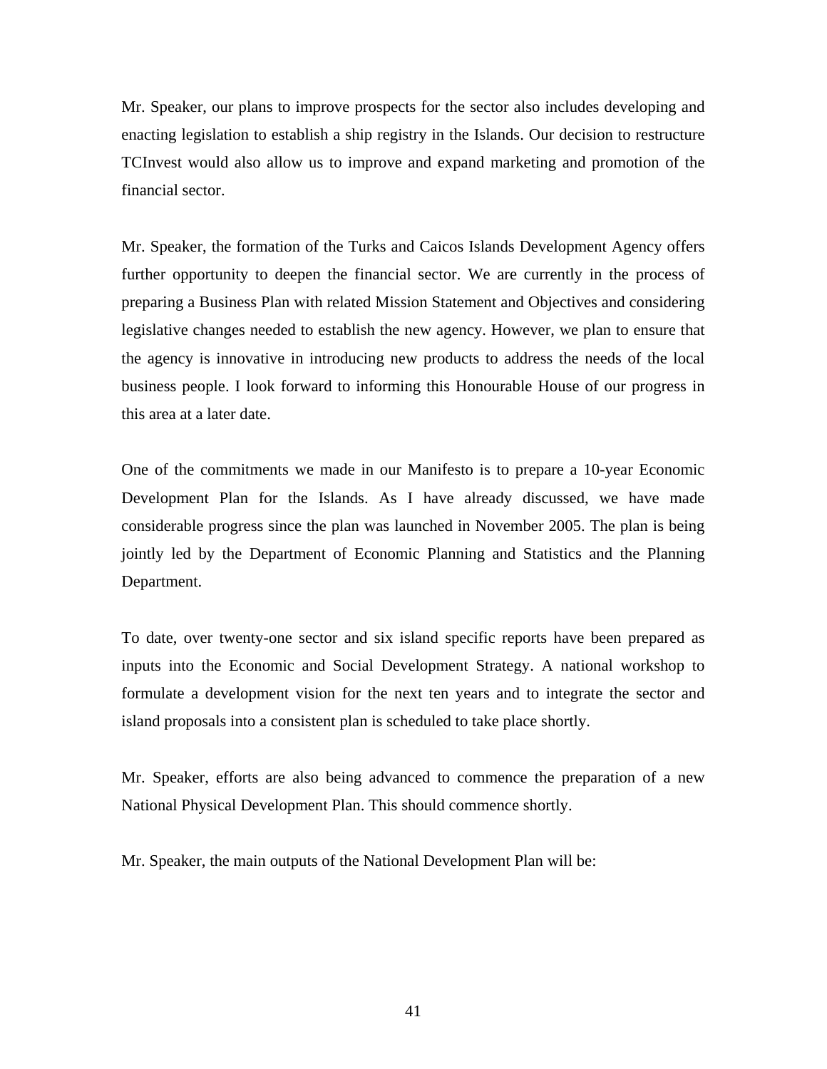Mr. Speaker, our plans to improve prospects for the sector also includes developing and enacting legislation to establish a ship registry in the Islands. Our decision to restructure TCInvest would also allow us to improve and expand marketing and promotion of the financial sector.

Mr. Speaker, the formation of the Turks and Caicos Islands Development Agency offers further opportunity to deepen the financial sector. We are currently in the process of preparing a Business Plan with related Mission Statement and Objectives and considering legislative changes needed to establish the new agency. However, we plan to ensure that the agency is innovative in introducing new products to address the needs of the local business people. I look forward to informing this Honourable House of our progress in this area at a later date.

One of the commitments we made in our Manifesto is to prepare a 10-year Economic Development Plan for the Islands. As I have already discussed, we have made considerable progress since the plan was launched in November 2005. The plan is being jointly led by the Department of Economic Planning and Statistics and the Planning Department.

To date, over twenty-one sector and six island specific reports have been prepared as inputs into the Economic and Social Development Strategy. A national workshop to formulate a development vision for the next ten years and to integrate the sector and island proposals into a consistent plan is scheduled to take place shortly.

Mr. Speaker, efforts are also being advanced to commence the preparation of a new National Physical Development Plan. This should commence shortly.

Mr. Speaker, the main outputs of the National Development Plan will be: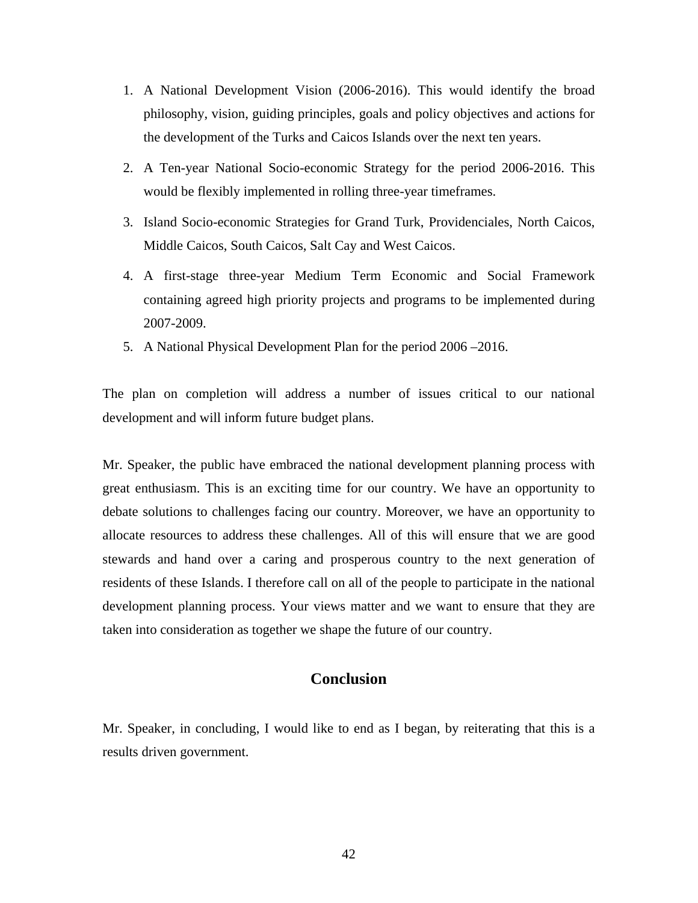1. A National Development Vision (2006-2016). This would identify the broad philosophy, vision, guiding principles, goals and policy objectives and actions for the development of the Turks and Caicos Islands over the next ten years.
2. A Ten-year National Socio-economic Strategy for the period 2006-2016. This would be flexibly implemented in rolling three-year timeframes.
3. Island Socio-economic Strategies for Grand Turk, Providenciales, North Caicos, Middle Caicos, South Caicos, Salt Cay and West Caicos.
4. A first-stage three-year Medium Term Economic and Social Framework containing agreed high priority projects and programs to be implemented during 2007-2009.
5. A National Physical Development Plan for the period 2006 –2016.

The plan on completion will address a number of issues critical to our national development and will inform future budget plans.

Mr. Speaker, the public have embraced the national development planning process with great enthusiasm. This is an exciting time for our country. We have an opportunity to debate solutions to challenges facing our country. Moreover, we have an opportunity to allocate resources to address these challenges. All of this will ensure that we are good stewards and hand over a caring and prosperous country to the next generation of residents of these Islands. I therefore call on all of the people to participate in the national development planning process. Your views matter and we want to ensure that they are taken into consideration as together we shape the future of our country.

## Conclusion

Mr. Speaker, in concluding, I would like to end as I began, by reiterating that this is a results driven government.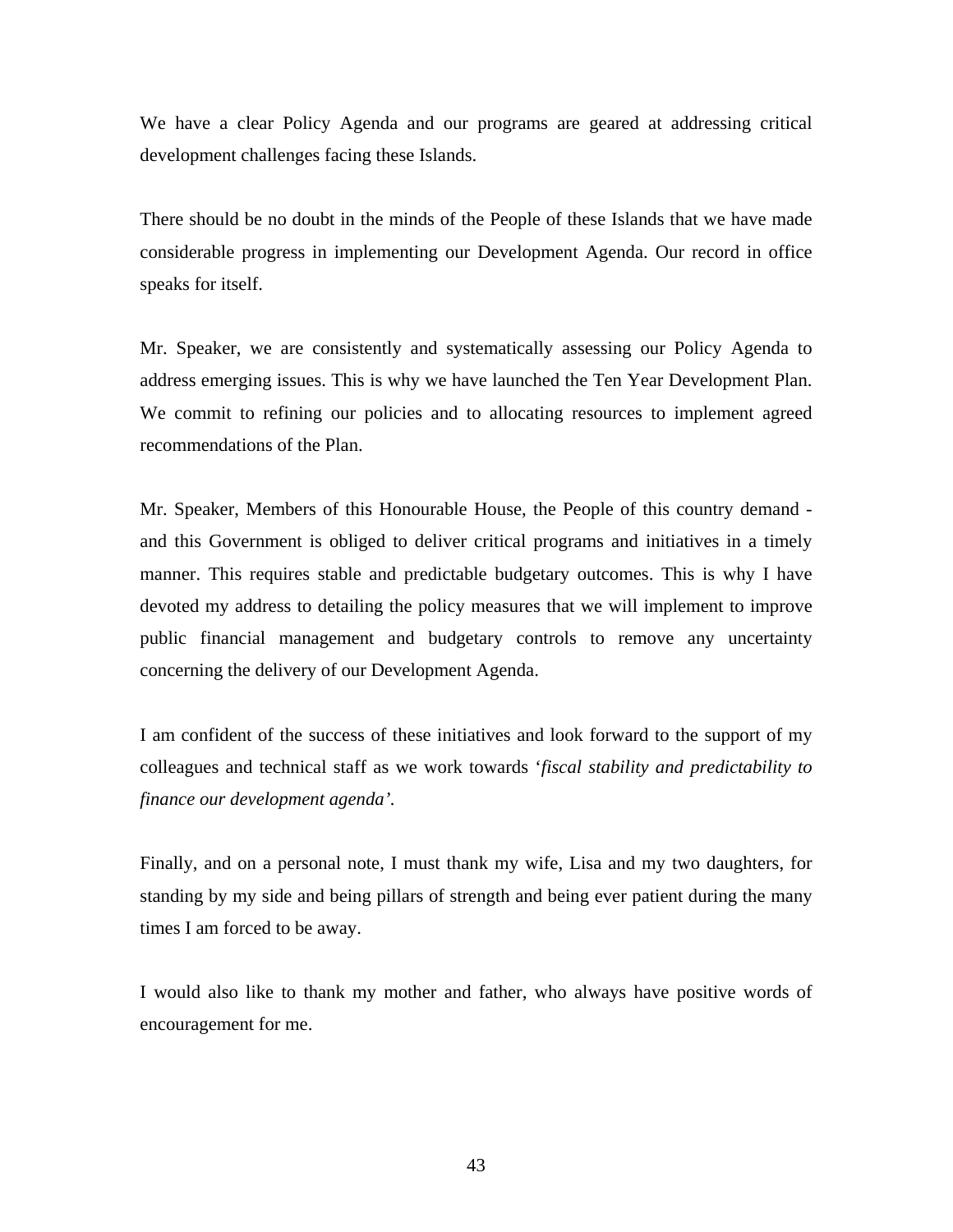We have a clear Policy Agenda and our programs are geared at addressing critical development challenges facing these Islands.

There should be no doubt in the minds of the People of these Islands that we have made considerable progress in implementing our Development Agenda. Our record in office speaks for itself.

Mr. Speaker, we are consistently and systematically assessing our Policy Agenda to address emerging issues. This is why we have launched the Ten Year Development Plan. We commit to refining our policies and to allocating resources to implement agreed recommendations of the Plan.

Mr. Speaker, Members of this Honourable House, the People of this country demand - and this Government is obliged to deliver critical programs and initiatives in a timely manner. This requires stable and predictable budgetary outcomes. This is why I have devoted my address to detailing the policy measures that we will implement to improve public financial management and budgetary controls to remove any uncertainty concerning the delivery of our Development Agenda.

I am confident of the success of these initiatives and look forward to the support of my colleagues and technical staff as we work towards '*fiscal stability and predictability to finance our development agenda'.*

Finally, and on a personal note, I must thank my wife, Lisa and my two daughters, for standing by my side and being pillars of strength and being ever patient during the many times I am forced to be away.

I would also like to thank my mother and father, who always have positive words of encouragement for me.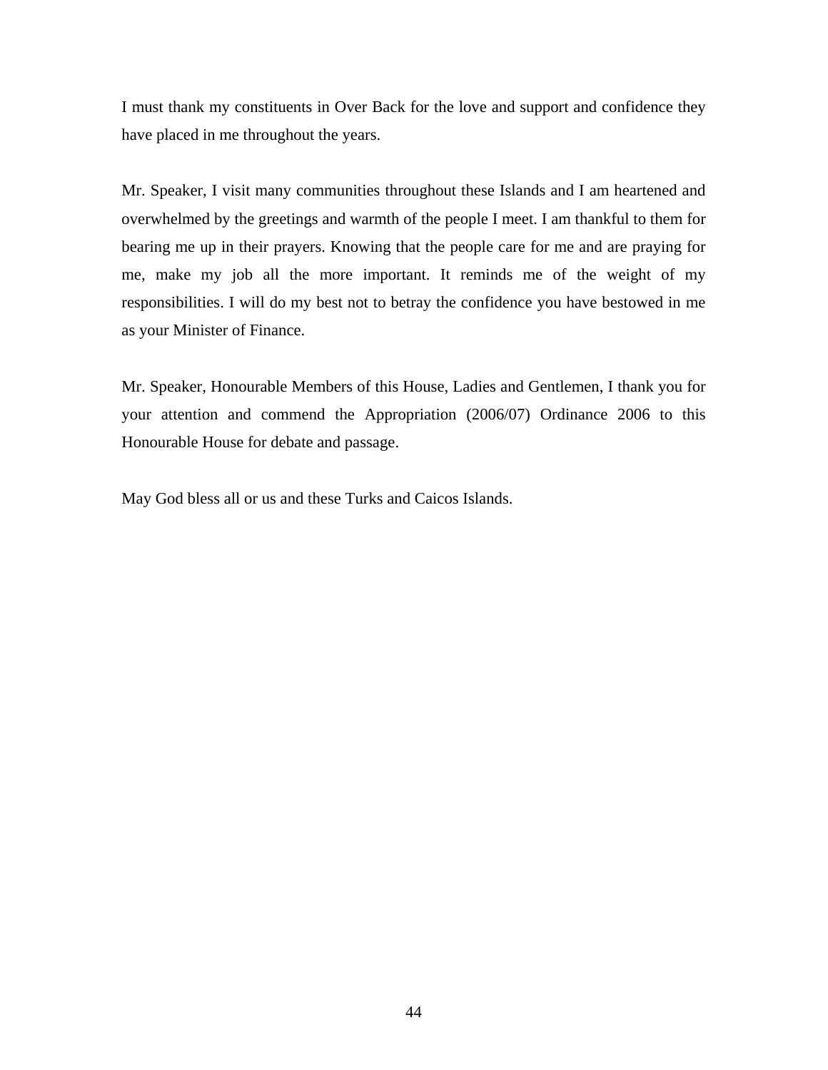I must thank my constituents in Over Back for the love and support and confidence they have placed in me throughout the years.

Mr. Speaker, I visit many communities throughout these Islands and I am heartened and overwhelmed by the greetings and warmth of the people I meet. I am thankful to them for bearing me up in their prayers. Knowing that the people care for me and are praying for me, make my job all the more important. It reminds me of the weight of my responsibilities. I will do my best not to betray the confidence you have bestowed in me as your Minister of Finance.

Mr. Speaker, Honourable Members of this House, Ladies and Gentlemen, I thank you for your attention and commend the Appropriation (2006/07) Ordinance 2006 to this Honourable House for debate and passage.

May God bless all or us and these Turks and Caicos Islands.